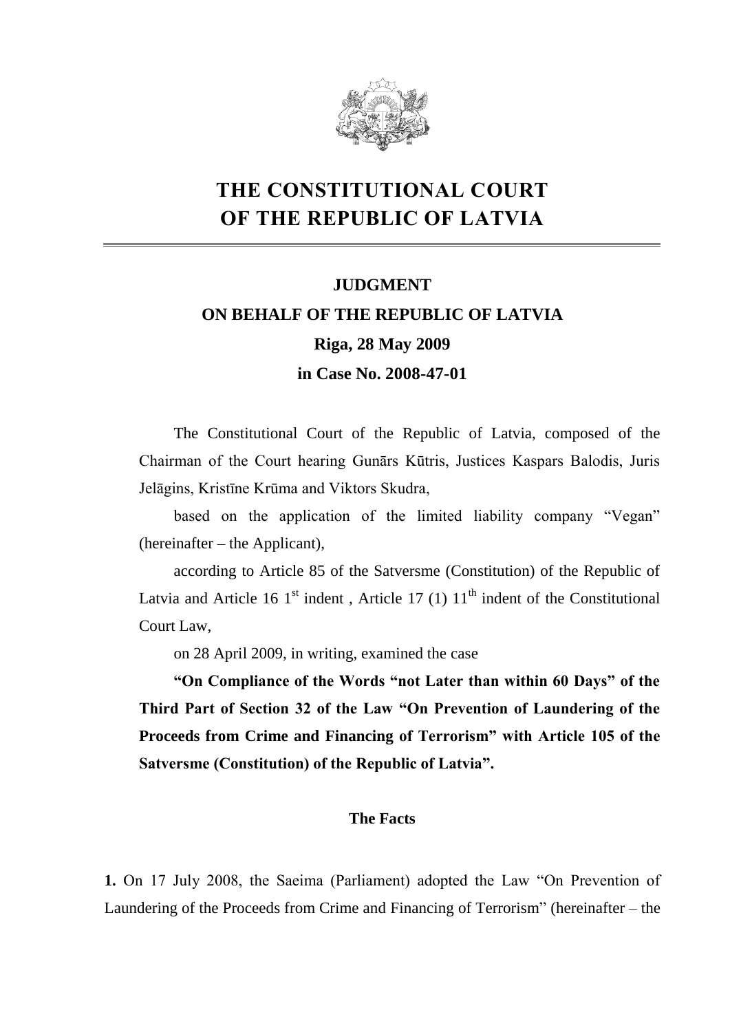# THE CONSTITUTIONAL COURT OF THE REPUBLIC OF LATVIA

## JUDGMENT

## ON BEHALF OF THE REPUBLIC OF LATVIA

## Riga, 28 May 2009

## in Case No. 2008-47-01

The Constitutional Court of the Republic of Latvia, composed of the Chairman of the Court hearing Gunārs Kūtris, Justices Kaspars Balodis, Juris Jelāgins, Kristīne Krūma and Viktors Skudra,

based on the application of the limited liability company "Vegan" (hereinafter – the Applicant),

according to Article 85 of the Satversme (Constitution) of the Republic of Latvia and Article 16 1st indent , Article 17 (1) 11th indent of the Constitutional Court Law,

on 28 April 2009, in writing, examined the case

**"On Compliance of the Words "not Later than within 60 Days" of the Third Part of Section 32 of the Law "On Prevention of Laundering of the Proceeds from Crime and Financing of Terrorism" with Article 105 of the Satversme (Constitution) of the Republic of Latvia".**

### The Facts

**1.** On 17 July 2008, the Saeima (Parliament) adopted the Law "On Prevention of Laundering of the Proceeds from Crime and Financing of Terrorism" (hereinafter – the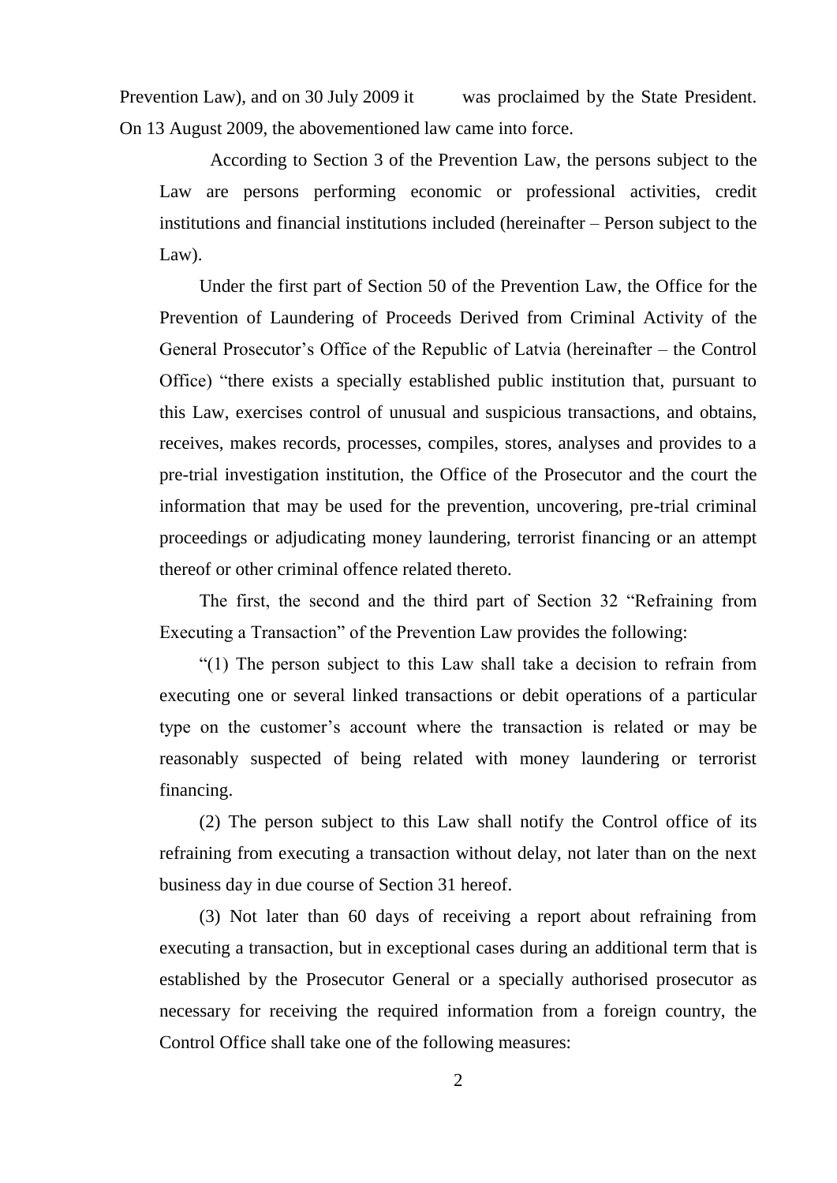Prevention Law), and on 30 July 2009 it was proclaimed by the State President. On 13 August 2009, the abovementioned law came into force.

According to Section 3 of the Prevention Law, the persons subject to the Law are persons performing economic or professional activities, credit institutions and financial institutions included (hereinafter – Person subject to the Law).

Under the first part of Section 50 of the Prevention Law, the Office for the Prevention of Laundering of Proceeds Derived from Criminal Activity of the General Prosecutor's Office of the Republic of Latvia (hereinafter – the Control Office) "there exists a specially established public institution that, pursuant to this Law, exercises control of unusual and suspicious transactions, and obtains, receives, makes records, processes, compiles, stores, analyses and provides to a pre-trial investigation institution, the Office of the Prosecutor and the court the information that may be used for the prevention, uncovering, pre-trial criminal proceedings or adjudicating money laundering, terrorist financing or an attempt thereof or other criminal offence related thereto.

The first, the second and the third part of Section 32 "Refraining from Executing a Transaction" of the Prevention Law provides the following:

"(1) The person subject to this Law shall take a decision to refrain from executing one or several linked transactions or debit operations of a particular type on the customer's account where the transaction is related or may be reasonably suspected of being related with money laundering or terrorist financing.

(2) The person subject to this Law shall notify the Control office of its refraining from executing a transaction without delay, not later than on the next business day in due course of Section 31 hereof.

(3) Not later than 60 days of receiving a report about refraining from executing a transaction, but in exceptional cases during an additional term that is established by the Prosecutor General or a specially authorised prosecutor as necessary for receiving the required information from a foreign country, the Control Office shall take one of the following measures: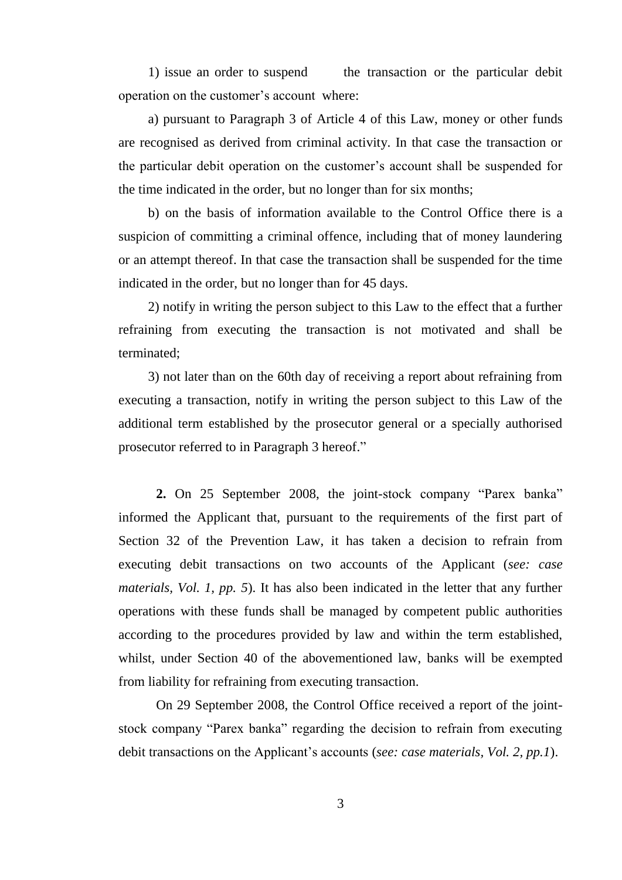1) issue an order to suspend the transaction or the particular debit operation on the customer's account where:

a) pursuant to Paragraph 3 of Article 4 of this Law, money or other funds are recognised as derived from criminal activity. In that case the transaction or the particular debit operation on the customer's account shall be suspended for the time indicated in the order, but no longer than for six months;

b) on the basis of information available to the Control Office there is a suspicion of committing a criminal offence, including that of money laundering or an attempt thereof. In that case the transaction shall be suspended for the time indicated in the order, but no longer than for 45 days.

2) notify in writing the person subject to this Law to the effect that a further refraining from executing the transaction is not motivated and shall be terminated;

3) not later than on the 60th day of receiving a report about refraining from executing a transaction, notify in writing the person subject to this Law of the additional term established by the prosecutor general or a specially authorised prosecutor referred to in Paragraph 3 hereof."

**2.** On 25 September 2008, the joint-stock company "Parex banka" informed the Applicant that, pursuant to the requirements of the first part of Section 32 of the Prevention Law, it has taken a decision to refrain from executing debit transactions on two accounts of the Applicant (*see: case materials, Vol. 1, pp. 5*). It has also been indicated in the letter that any further operations with these funds shall be managed by competent public authorities according to the procedures provided by law and within the term established, whilst, under Section 40 of the abovementioned law, banks will be exempted from liability for refraining from executing transaction.

On 29 September 2008, the Control Office received a report of the joint-stock company "Parex banka" regarding the decision to refrain from executing debit transactions on the Applicant's accounts (*see: case materials, Vol. 2, pp.1*).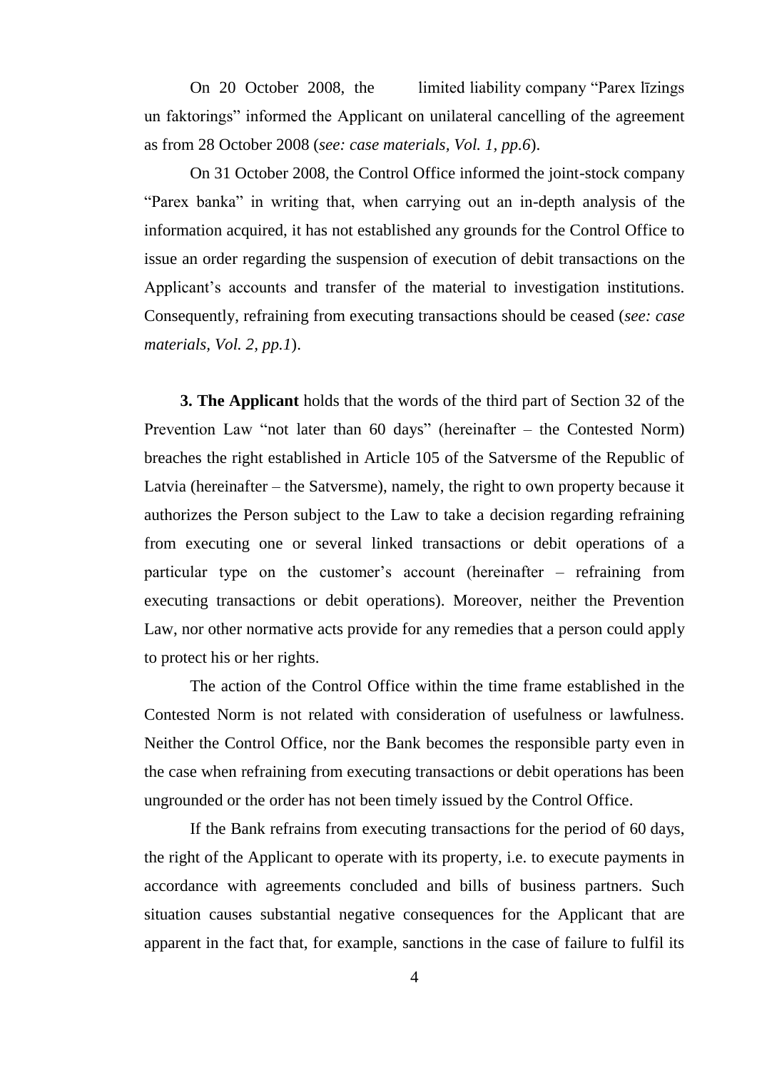On 20 October 2008, the limited liability company "Parex līzings un faktorings" informed the Applicant on unilateral cancelling of the agreement as from 28 October 2008 (*see: case materials, Vol. 1, pp.6*).

On 31 October 2008, the Control Office informed the joint-stock company "Parex banka" in writing that, when carrying out an in-depth analysis of the information acquired, it has not established any grounds for the Control Office to issue an order regarding the suspension of execution of debit transactions on the Applicant's accounts and transfer of the material to investigation institutions. Consequently, refraining from executing transactions should be ceased (*see: case materials, Vol. 2, pp.1*).

**3. The Applicant** holds that the words of the third part of Section 32 of the Prevention Law "not later than 60 days" (hereinafter – the Contested Norm) breaches the right established in Article 105 of the Satversme of the Republic of Latvia (hereinafter – the Satversme), namely, the right to own property because it authorizes the Person subject to the Law to take a decision regarding refraining from executing one or several linked transactions or debit operations of a particular type on the customer's account (hereinafter – refraining from executing transactions or debit operations). Moreover, neither the Prevention Law, nor other normative acts provide for any remedies that a person could apply to protect his or her rights.

The action of the Control Office within the time frame established in the Contested Norm is not related with consideration of usefulness or lawfulness. Neither the Control Office, nor the Bank becomes the responsible party even in the case when refraining from executing transactions or debit operations has been ungrounded or the order has not been timely issued by the Control Office.

If the Bank refrains from executing transactions for the period of 60 days, the right of the Applicant to operate with its property, i.e. to execute payments in accordance with agreements concluded and bills of business partners. Such situation causes substantial negative consequences for the Applicant that are apparent in the fact that, for example, sanctions in the case of failure to fulfil its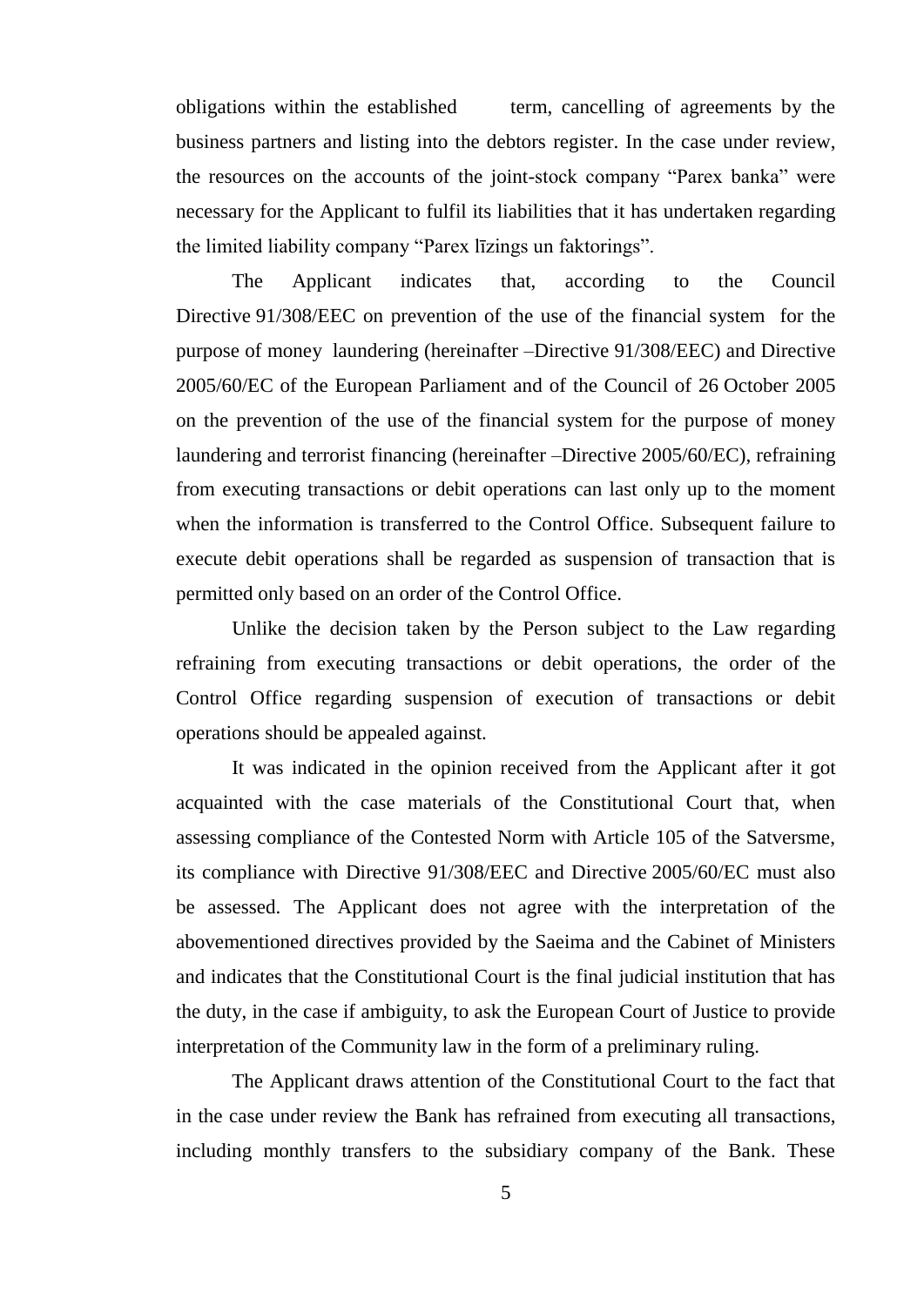obligations within the established term, cancelling of agreements by the business partners and listing into the debtors register. In the case under review, the resources on the accounts of the joint-stock company "Parex banka" were necessary for the Applicant to fulfil its liabilities that it has undertaken regarding the limited liability company "Parex līzings un faktorings".

The Applicant indicates that, according to the Council Directive 91/308/EEC on prevention of the use of the financial system for the purpose of money laundering (hereinafter –Directive 91/308/EEC) and Directive 2005/60/EC of the European Parliament and of the Council of 26 October 2005 on the prevention of the use of the financial system for the purpose of money laundering and terrorist financing (hereinafter –Directive 2005/60/EC), refraining from executing transactions or debit operations can last only up to the moment when the information is transferred to the Control Office. Subsequent failure to execute debit operations shall be regarded as suspension of transaction that is permitted only based on an order of the Control Office.

Unlike the decision taken by the Person subject to the Law regarding refraining from executing transactions or debit operations, the order of the Control Office regarding suspension of execution of transactions or debit operations should be appealed against.

It was indicated in the opinion received from the Applicant after it got acquainted with the case materials of the Constitutional Court that, when assessing compliance of the Contested Norm with Article 105 of the Satversme, its compliance with Directive 91/308/EEC and Directive 2005/60/EC must also be assessed. The Applicant does not agree with the interpretation of the abovementioned directives provided by the Saeima and the Cabinet of Ministers and indicates that the Constitutional Court is the final judicial institution that has the duty, in the case if ambiguity, to ask the European Court of Justice to provide interpretation of the Community law in the form of a preliminary ruling.

The Applicant draws attention of the Constitutional Court to the fact that in the case under review the Bank has refrained from executing all transactions, including monthly transfers to the subsidiary company of the Bank. These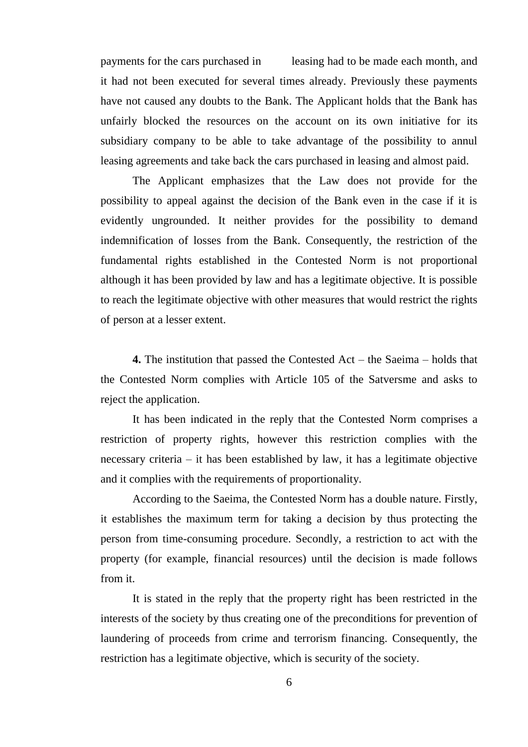payments for the cars purchased in leasing had to be made each month, and it had not been executed for several times already. Previously these payments have not caused any doubts to the Bank. The Applicant holds that the Bank has unfairly blocked the resources on the account on its own initiative for its subsidiary company to be able to take advantage of the possibility to annul leasing agreements and take back the cars purchased in leasing and almost paid.

The Applicant emphasizes that the Law does not provide for the possibility to appeal against the decision of the Bank even in the case if it is evidently ungrounded. It neither provides for the possibility to demand indemnification of losses from the Bank. Consequently, the restriction of the fundamental rights established in the Contested Norm is not proportional although it has been provided by law and has a legitimate objective. It is possible to reach the legitimate objective with other measures that would restrict the rights of person at a lesser extent.

**4.** The institution that passed the Contested Act – the Saeima – holds that the Contested Norm complies with Article 105 of the Satversme and asks to reject the application.

It has been indicated in the reply that the Contested Norm comprises a restriction of property rights, however this restriction complies with the necessary criteria – it has been established by law, it has a legitimate objective and it complies with the requirements of proportionality.

According to the Saeima, the Contested Norm has a double nature. Firstly, it establishes the maximum term for taking a decision by thus protecting the person from time-consuming procedure. Secondly, a restriction to act with the property (for example, financial resources) until the decision is made follows from it.

It is stated in the reply that the property right has been restricted in the interests of the society by thus creating one of the preconditions for prevention of laundering of proceeds from crime and terrorism financing. Consequently, the restriction has a legitimate objective, which is security of the society.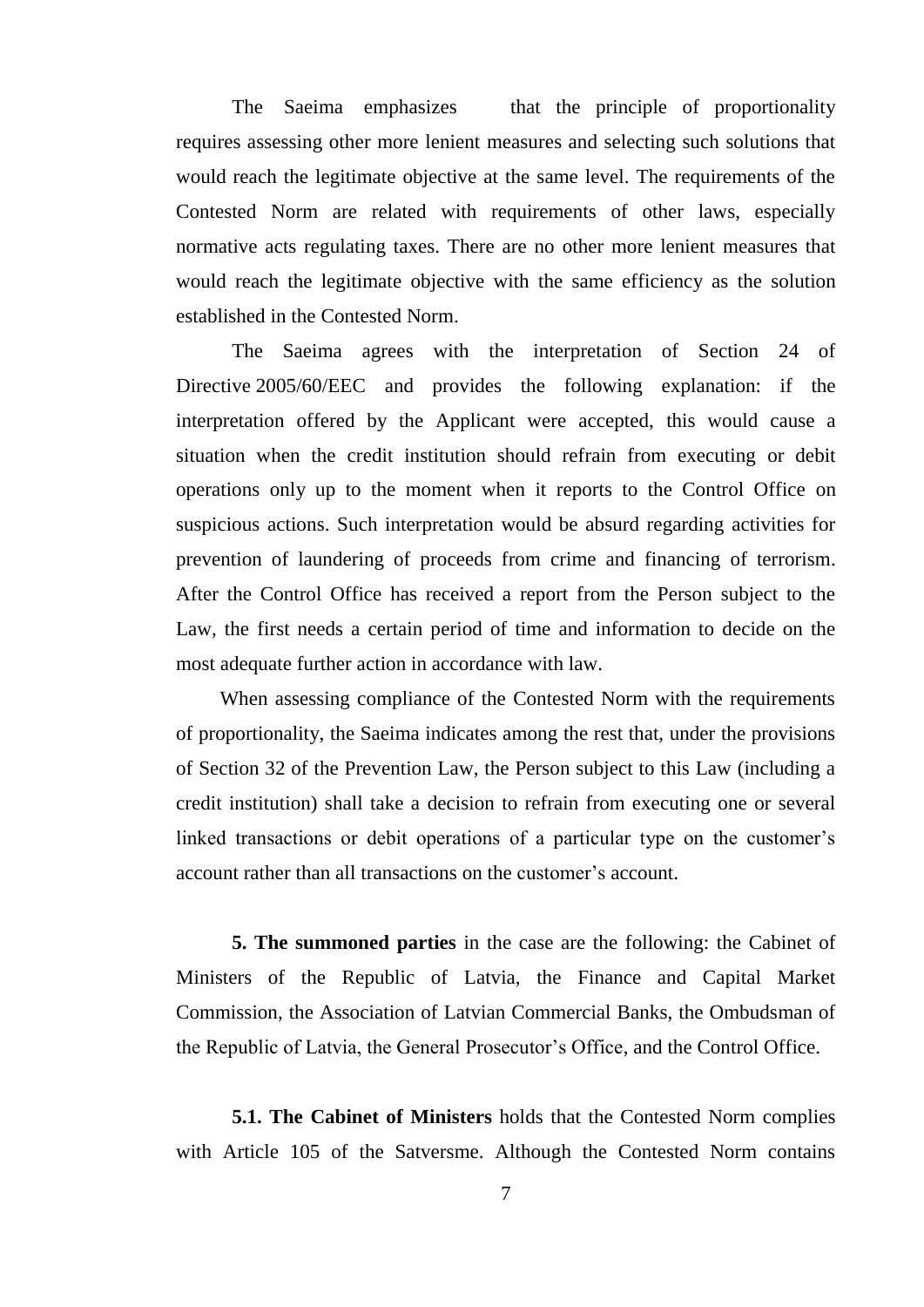The Saeima emphasizes that the principle of proportionality requires assessing other more lenient measures and selecting such solutions that would reach the legitimate objective at the same level. The requirements of the Contested Norm are related with requirements of other laws, especially normative acts regulating taxes. There are no other more lenient measures that would reach the legitimate objective with the same efficiency as the solution established in the Contested Norm.

The Saeima agrees with the interpretation of Section 24 of Directive 2005/60/EEC and provides the following explanation: if the interpretation offered by the Applicant were accepted, this would cause a situation when the credit institution should refrain from executing or debit operations only up to the moment when it reports to the Control Office on suspicious actions. Such interpretation would be absurd regarding activities for prevention of laundering of proceeds from crime and financing of terrorism. After the Control Office has received a report from the Person subject to the Law, the first needs a certain period of time and information to decide on the most adequate further action in accordance with law.

When assessing compliance of the Contested Norm with the requirements of proportionality, the Saeima indicates among the rest that, under the provisions of Section 32 of the Prevention Law, the Person subject to this Law (including a credit institution) shall take a decision to refrain from executing one or several linked transactions or debit operations of a particular type on the customer's account rather than all transactions on the customer's account.

**5. The summoned parties** in the case are the following: the Cabinet of Ministers of the Republic of Latvia, the Finance and Capital Market Commission, the Association of Latvian Commercial Banks, the Ombudsman of the Republic of Latvia, the General Prosecutor's Office, and the Control Office.

**5.1. The Cabinet of Ministers** holds that the Contested Norm complies with Article 105 of the Satversme. Although the Contested Norm contains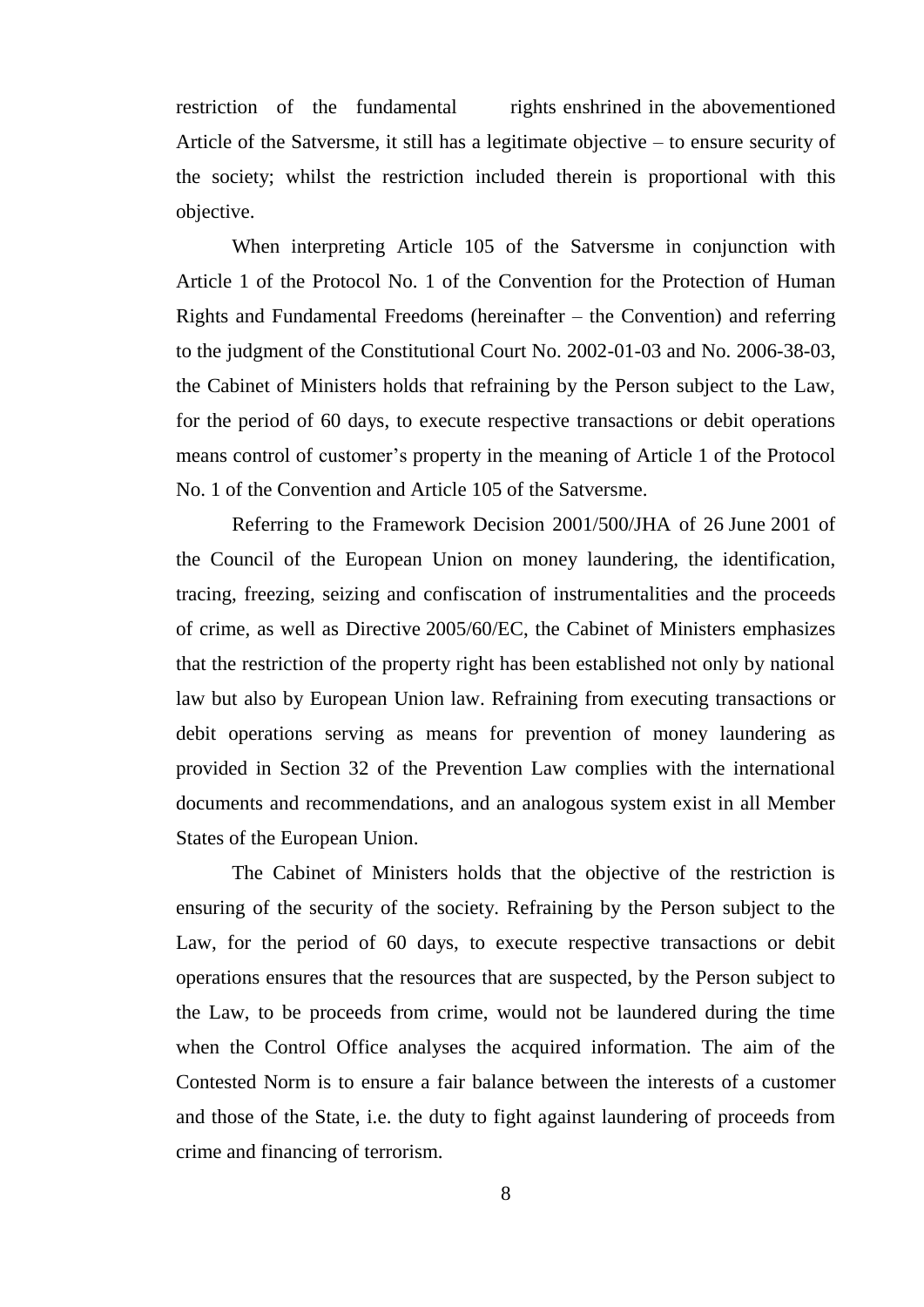restriction of the fundamental rights enshrined in the abovementioned Article of the Satversme, it still has a legitimate objective – to ensure security of the society; whilst the restriction included therein is proportional with this objective.

When interpreting Article 105 of the Satversme in conjunction with Article 1 of the Protocol No. 1 of the Convention for the Protection of Human Rights and Fundamental Freedoms (hereinafter – the Convention) and referring to the judgment of the Constitutional Court No. 2002-01-03 and No. 2006-38-03, the Cabinet of Ministers holds that refraining by the Person subject to the Law, for the period of 60 days, to execute respective transactions or debit operations means control of customer's property in the meaning of Article 1 of the Protocol No. 1 of the Convention and Article 105 of the Satversme.

Referring to the Framework Decision 2001/500/JHA of 26 June 2001 of the Council of the European Union on money laundering, the identification, tracing, freezing, seizing and confiscation of instrumentalities and the proceeds of crime, as well as Directive 2005/60/EC, the Cabinet of Ministers emphasizes that the restriction of the property right has been established not only by national law but also by European Union law. Refraining from executing transactions or debit operations serving as means for prevention of money laundering as provided in Section 32 of the Prevention Law complies with the international documents and recommendations, and an analogous system exist in all Member States of the European Union.

The Cabinet of Ministers holds that the objective of the restriction is ensuring of the security of the society. Refraining by the Person subject to the Law, for the period of 60 days, to execute respective transactions or debit operations ensures that the resources that are suspected, by the Person subject to the Law, to be proceeds from crime, would not be laundered during the time when the Control Office analyses the acquired information. The aim of the Contested Norm is to ensure a fair balance between the interests of a customer and those of the State, i.e. the duty to fight against laundering of proceeds from crime and financing of terrorism.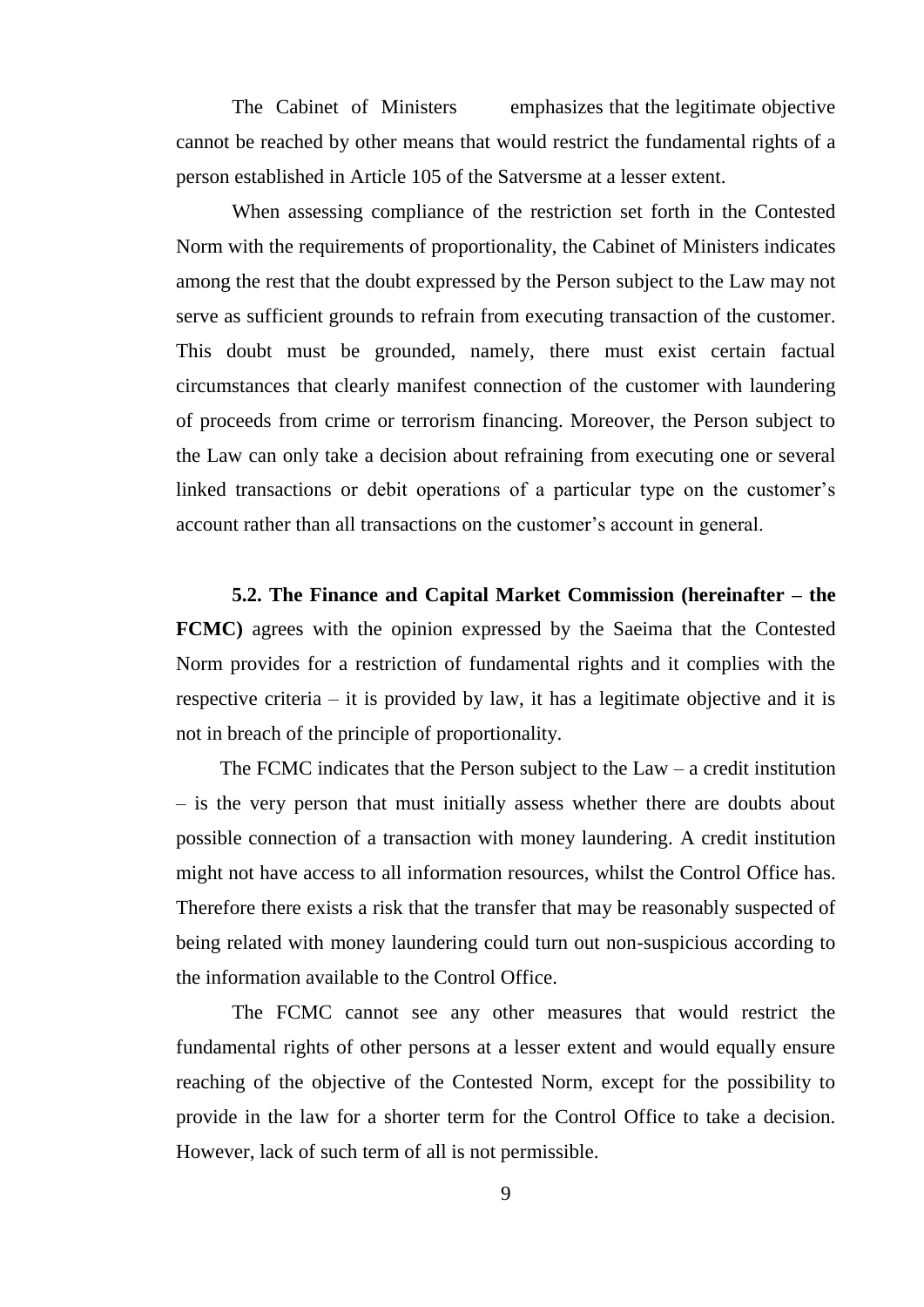The Cabinet of Ministers emphasizes that the legitimate objective cannot be reached by other means that would restrict the fundamental rights of a person established in Article 105 of the Satversme at a lesser extent.

When assessing compliance of the restriction set forth in the Contested Norm with the requirements of proportionality, the Cabinet of Ministers indicates among the rest that the doubt expressed by the Person subject to the Law may not serve as sufficient grounds to refrain from executing transaction of the customer. This doubt must be grounded, namely, there must exist certain factual circumstances that clearly manifest connection of the customer with laundering of proceeds from crime or terrorism financing. Moreover, the Person subject to the Law can only take a decision about refraining from executing one or several linked transactions or debit operations of a particular type on the customer's account rather than all transactions on the customer's account in general.

**5.2. The Finance and Capital Market Commission (hereinafter – the FCMC)** agrees with the opinion expressed by the Saeima that the Contested Norm provides for a restriction of fundamental rights and it complies with the respective criteria – it is provided by law, it has a legitimate objective and it is not in breach of the principle of proportionality.

The FCMC indicates that the Person subject to the Law – a credit institution – is the very person that must initially assess whether there are doubts about possible connection of a transaction with money laundering. A credit institution might not have access to all information resources, whilst the Control Office has. Therefore there exists a risk that the transfer that may be reasonably suspected of being related with money laundering could turn out non-suspicious according to the information available to the Control Office.

The FCMC cannot see any other measures that would restrict the fundamental rights of other persons at a lesser extent and would equally ensure reaching of the objective of the Contested Norm, except for the possibility to provide in the law for a shorter term for the Control Office to take a decision. However, lack of such term of all is not permissible.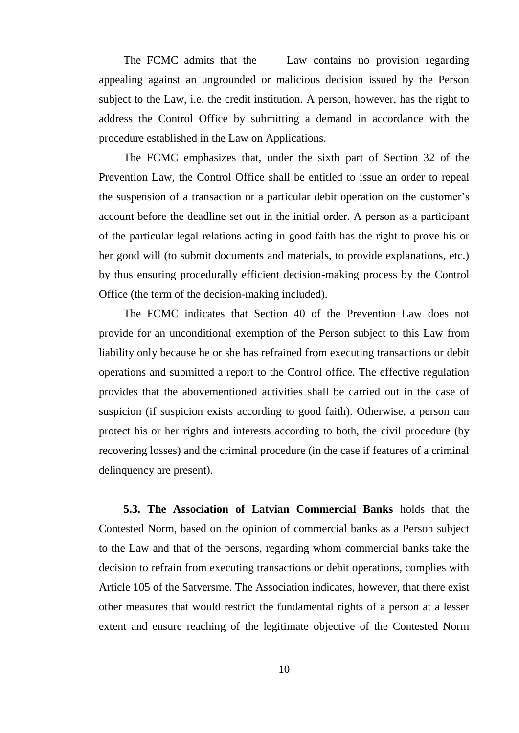The FCMC admits that the Law contains no provision regarding appealing against an ungrounded or malicious decision issued by the Person subject to the Law, i.e. the credit institution. A person, however, has the right to address the Control Office by submitting a demand in accordance with the procedure established in the Law on Applications.

The FCMC emphasizes that, under the sixth part of Section 32 of the Prevention Law, the Control Office shall be entitled to issue an order to repeal the suspension of a transaction or a particular debit operation on the customer's account before the deadline set out in the initial order. A person as a participant of the particular legal relations acting in good faith has the right to prove his or her good will (to submit documents and materials, to provide explanations, etc.) by thus ensuring procedurally efficient decision-making process by the Control Office (the term of the decision-making included).

The FCMC indicates that Section 40 of the Prevention Law does not provide for an unconditional exemption of the Person subject to this Law from liability only because he or she has refrained from executing transactions or debit operations and submitted a report to the Control office. The effective regulation provides that the abovementioned activities shall be carried out in the case of suspicion (if suspicion exists according to good faith). Otherwise, a person can protect his or her rights and interests according to both, the civil procedure (by recovering losses) and the criminal procedure (in the case if features of a criminal delinquency are present).

**5.3. The Association of Latvian Commercial Banks** holds that the Contested Norm, based on the opinion of commercial banks as a Person subject to the Law and that of the persons, regarding whom commercial banks take the decision to refrain from executing transactions or debit operations, complies with Article 105 of the Satversme. The Association indicates, however, that there exist other measures that would restrict the fundamental rights of a person at a lesser extent and ensure reaching of the legitimate objective of the Contested Norm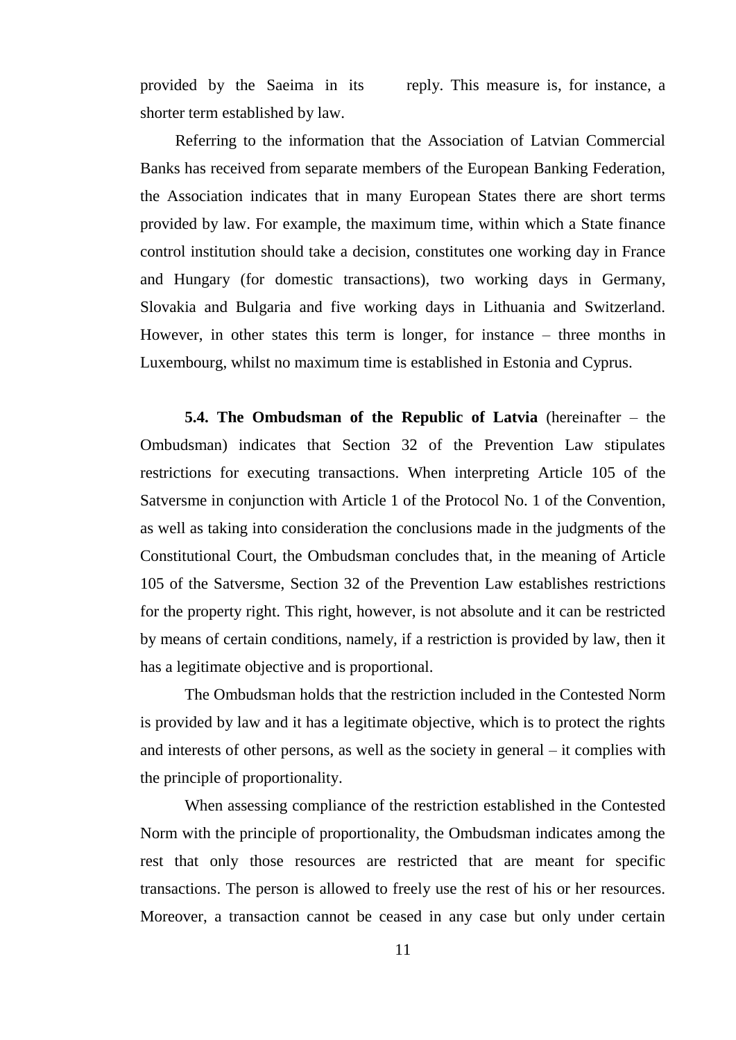provided by the Saeima in its reply. This measure is, for instance, a shorter term established by law.

Referring to the information that the Association of Latvian Commercial Banks has received from separate members of the European Banking Federation, the Association indicates that in many European States there are short terms provided by law. For example, the maximum time, within which a State finance control institution should take a decision, constitutes one working day in France and Hungary (for domestic transactions), two working days in Germany, Slovakia and Bulgaria and five working days in Lithuania and Switzerland. However, in other states this term is longer, for instance – three months in Luxembourg, whilst no maximum time is established in Estonia and Cyprus.

**5.4. The Ombudsman of the Republic of Latvia** (hereinafter – the Ombudsman) indicates that Section 32 of the Prevention Law stipulates restrictions for executing transactions. When interpreting Article 105 of the Satversme in conjunction with Article 1 of the Protocol No. 1 of the Convention, as well as taking into consideration the conclusions made in the judgments of the Constitutional Court, the Ombudsman concludes that, in the meaning of Article 105 of the Satversme, Section 32 of the Prevention Law establishes restrictions for the property right. This right, however, is not absolute and it can be restricted by means of certain conditions, namely, if a restriction is provided by law, then it has a legitimate objective and is proportional.

The Ombudsman holds that the restriction included in the Contested Norm is provided by law and it has a legitimate objective, which is to protect the rights and interests of other persons, as well as the society in general – it complies with the principle of proportionality.

When assessing compliance of the restriction established in the Contested Norm with the principle of proportionality, the Ombudsman indicates among the rest that only those resources are restricted that are meant for specific transactions. The person is allowed to freely use the rest of his or her resources. Moreover, a transaction cannot be ceased in any case but only under certain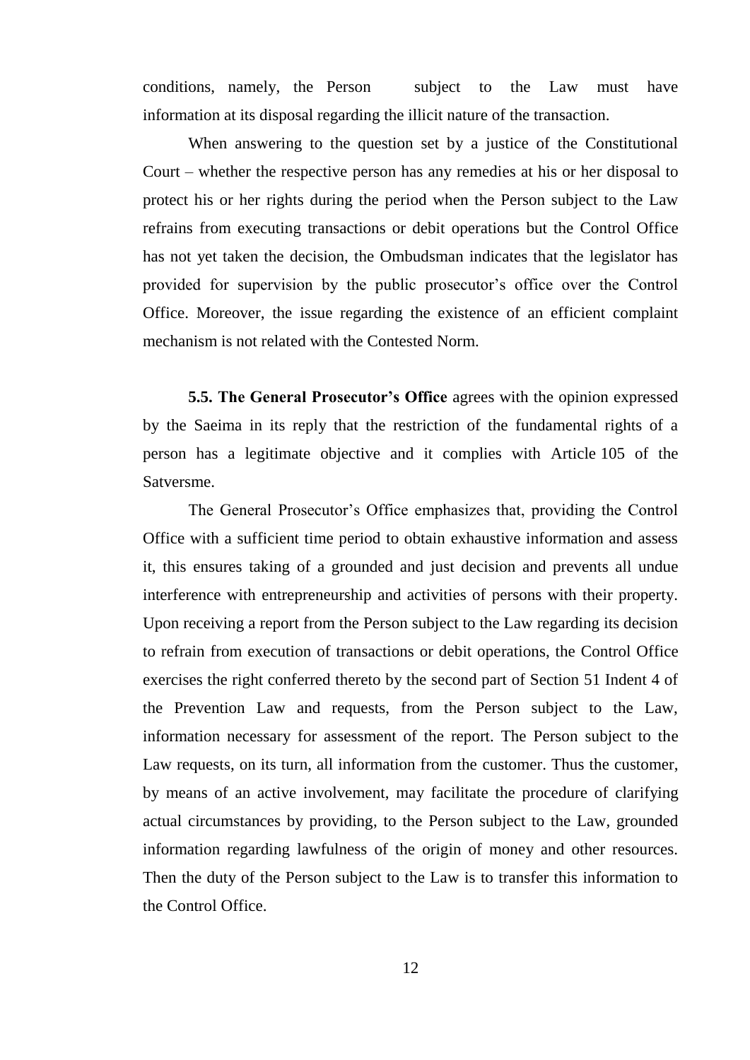conditions, namely, the Person subject to the Law must have information at its disposal regarding the illicit nature of the transaction.

When answering to the question set by a justice of the Constitutional Court – whether the respective person has any remedies at his or her disposal to protect his or her rights during the period when the Person subject to the Law refrains from executing transactions or debit operations but the Control Office has not yet taken the decision, the Ombudsman indicates that the legislator has provided for supervision by the public prosecutor's office over the Control Office. Moreover, the issue regarding the existence of an efficient complaint mechanism is not related with the Contested Norm.

**5.5. The General Prosecutor's Office** agrees with the opinion expressed by the Saeima in its reply that the restriction of the fundamental rights of a person has a legitimate objective and it complies with Article 105 of the Satversme.

The General Prosecutor's Office emphasizes that, providing the Control Office with a sufficient time period to obtain exhaustive information and assess it, this ensures taking of a grounded and just decision and prevents all undue interference with entrepreneurship and activities of persons with their property. Upon receiving a report from the Person subject to the Law regarding its decision to refrain from execution of transactions or debit operations, the Control Office exercises the right conferred thereto by the second part of Section 51 Indent 4 of the Prevention Law and requests, from the Person subject to the Law, information necessary for assessment of the report. The Person subject to the Law requests, on its turn, all information from the customer. Thus the customer, by means of an active involvement, may facilitate the procedure of clarifying actual circumstances by providing, to the Person subject to the Law, grounded information regarding lawfulness of the origin of money and other resources. Then the duty of the Person subject to the Law is to transfer this information to the Control Office.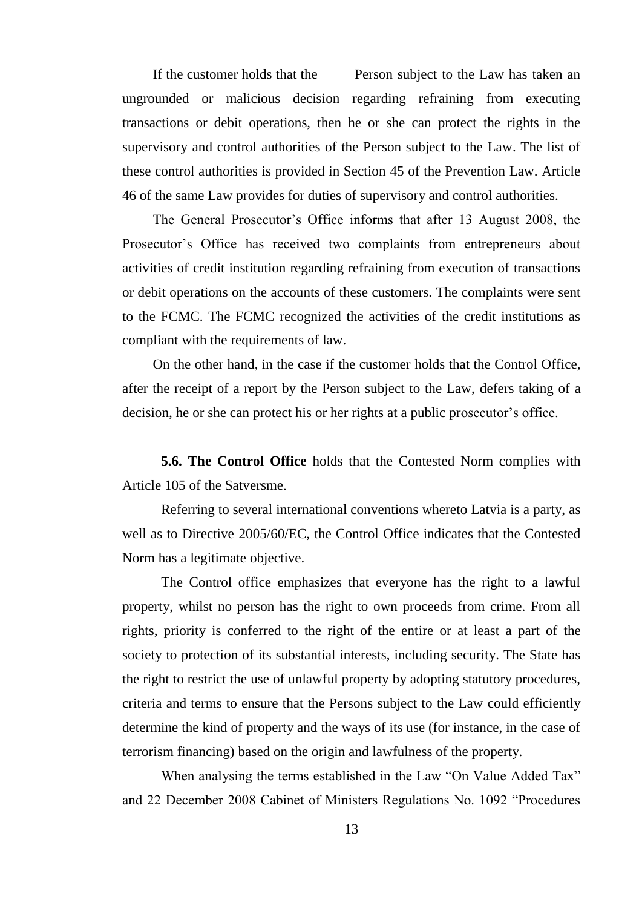If the customer holds that the Person subject to the Law has taken an ungrounded or malicious decision regarding refraining from executing transactions or debit operations, then he or she can protect the rights in the supervisory and control authorities of the Person subject to the Law. The list of these control authorities is provided in Section 45 of the Prevention Law. Article 46 of the same Law provides for duties of supervisory and control authorities.

The General Prosecutor's Office informs that after 13 August 2008, the Prosecutor's Office has received two complaints from entrepreneurs about activities of credit institution regarding refraining from execution of transactions or debit operations on the accounts of these customers. The complaints were sent to the FCMC. The FCMC recognized the activities of the credit institutions as compliant with the requirements of law.

On the other hand, in the case if the customer holds that the Control Office, after the receipt of a report by the Person subject to the Law, defers taking of a decision, he or she can protect his or her rights at a public prosecutor's office.

**5.6. The Control Office** holds that the Contested Norm complies with Article 105 of the Satversme.

Referring to several international conventions whereto Latvia is a party, as well as to Directive 2005/60/EC, the Control Office indicates that the Contested Norm has a legitimate objective.

The Control office emphasizes that everyone has the right to a lawful property, whilst no person has the right to own proceeds from crime. From all rights, priority is conferred to the right of the entire or at least a part of the society to protection of its substantial interests, including security. The State has the right to restrict the use of unlawful property by adopting statutory procedures, criteria and terms to ensure that the Persons subject to the Law could efficiently determine the kind of property and the ways of its use (for instance, in the case of terrorism financing) based on the origin and lawfulness of the property.

When analysing the terms established in the Law "On Value Added Tax" and 22 December 2008 Cabinet of Ministers Regulations No. 1092 "Procedures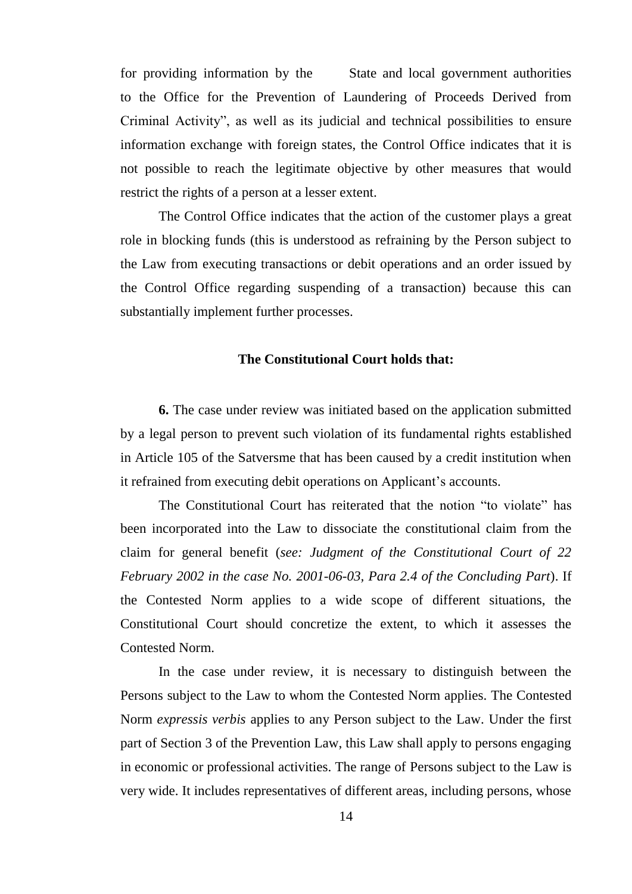for providing information by the State and local government authorities to the Office for the Prevention of Laundering of Proceeds Derived from Criminal Activity", as well as its judicial and technical possibilities to ensure information exchange with foreign states, the Control Office indicates that it is not possible to reach the legitimate objective by other measures that would restrict the rights of a person at a lesser extent.

The Control Office indicates that the action of the customer plays a great role in blocking funds (this is understood as refraining by the Person subject to the Law from executing transactions or debit operations and an order issued by the Control Office regarding suspending of a transaction) because this can substantially implement further processes.

**The Constitutional Court holds that:**

**6.** The case under review was initiated based on the application submitted by a legal person to prevent such violation of its fundamental rights established in Article 105 of the Satversme that has been caused by a credit institution when it refrained from executing debit operations on Applicant's accounts.

The Constitutional Court has reiterated that the notion "to violate" has been incorporated into the Law to dissociate the constitutional claim from the claim for general benefit (*see: Judgment of the Constitutional Court of 22 February 2002 in the case No. 2001-06-03, Para 2.4 of the Concluding Part*). If the Contested Norm applies to a wide scope of different situations, the Constitutional Court should concretize the extent, to which it assesses the Contested Norm.

In the case under review, it is necessary to distinguish between the Persons subject to the Law to whom the Contested Norm applies. The Contested Norm *expressis verbis* applies to any Person subject to the Law. Under the first part of Section 3 of the Prevention Law, this Law shall apply to persons engaging in economic or professional activities. The range of Persons subject to the Law is very wide. It includes representatives of different areas, including persons, whose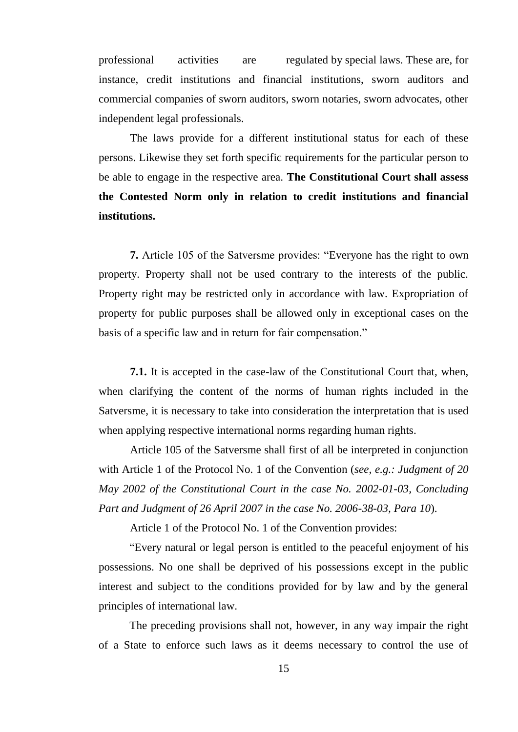professional activities are regulated by special laws. These are, for instance, credit institutions and financial institutions, sworn auditors and commercial companies of sworn auditors, sworn notaries, sworn advocates, other independent legal professionals.

The laws provide for a different institutional status for each of these persons. Likewise they set forth specific requirements for the particular person to be able to engage in the respective area. **The Constitutional Court shall assess the Contested Norm only in relation to credit institutions and financial institutions.**

**7.** Article 105 of the Satversme provides: "Everyone has the right to own property. Property shall not be used contrary to the interests of the public. Property right may be restricted only in accordance with law. Expropriation of property for public purposes shall be allowed only in exceptional cases on the basis of a specific law and in return for fair compensation."

**7.1.** It is accepted in the case-law of the Constitutional Court that, when, when clarifying the content of the norms of human rights included in the Satversme, it is necessary to take into consideration the interpretation that is used when applying respective international norms regarding human rights.

Article 105 of the Satversme shall first of all be interpreted in conjunction with Article 1 of the Protocol No. 1 of the Convention (*see, e.g.: Judgment of 20 May 2002 of the Constitutional Court in the case No. 2002-01-03, Concluding Part and Judgment of 26 April 2007 in the case No. 2006-38-03, Para 10*).

Article 1 of the Protocol No. 1 of the Convention provides:

"Every natural or legal person is entitled to the peaceful enjoyment of his possessions. No one shall be deprived of his possessions except in the public interest and subject to the conditions provided for by law and by the general principles of international law.

The preceding provisions shall not, however, in any way impair the right of a State to enforce such laws as it deems necessary to control the use of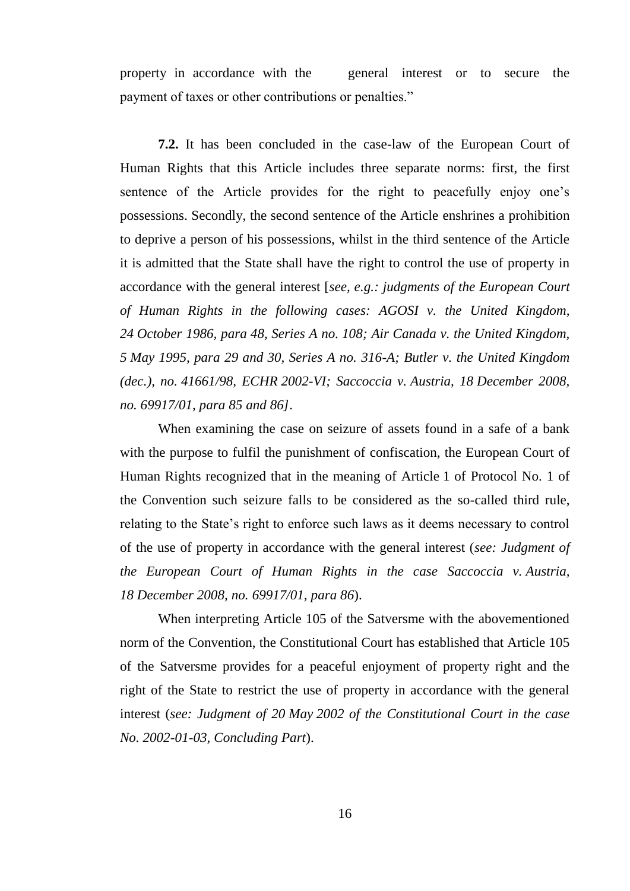property in accordance with the general interest or to secure the payment of taxes or other contributions or penalties."

**7.2.** It has been concluded in the case-law of the European Court of Human Rights that this Article includes three separate norms: first, the first sentence of the Article provides for the right to peacefully enjoy one's possessions. Secondly, the second sentence of the Article enshrines a prohibition to deprive a person of his possessions, whilst in the third sentence of the Article it is admitted that the State shall have the right to control the use of property in accordance with the general interest [*see, e.g.: judgments of the European Court of Human Rights in the following cases: AGOSI v. the United Kingdom, 24 October 1986, para 48, Series A no. 108; Air Canada v. the United Kingdom, 5 May 1995, para 29 and 30, Series A no. 316-A; Butler v. the United Kingdom (dec.), no. 41661/98, ECHR 2002-VI; Saccoccia v. Austria, 18 December 2008, no. 69917/01, para 85 and 86]*.

When examining the case on seizure of assets found in a safe of a bank with the purpose to fulfil the punishment of confiscation, the European Court of Human Rights recognized that in the meaning of Article 1 of Protocol No. 1 of the Convention such seizure falls to be considered as the so-called third rule, relating to the State's right to enforce such laws as it deems necessary to control of the use of property in accordance with the general interest (*see: Judgment of the European Court of Human Rights in the case Saccoccia v. Austria, 18 December 2008, no. 69917/01, para 86*).

When interpreting Article 105 of the Satversme with the abovementioned norm of the Convention, the Constitutional Court has established that Article 105 of the Satversme provides for a peaceful enjoyment of property right and the right of the State to restrict the use of property in accordance with the general interest (*see: Judgment of 20 May 2002 of the Constitutional Court in the case No. 2002-01-03, Concluding Part*).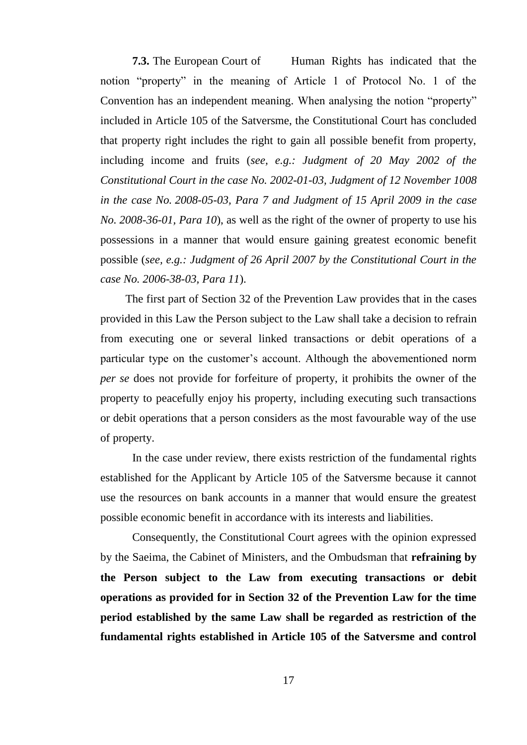**7.3.** The European Court of Human Rights has indicated that the notion "property" in the meaning of Article 1 of Protocol No. 1 of the Convention has an independent meaning. When analysing the notion "property" included in Article 105 of the Satversme, the Constitutional Court has concluded that property right includes the right to gain all possible benefit from property, including income and fruits (*see, e.g.: Judgment of 20 May 2002 of the Constitutional Court in the case No. 2002-01-03, Judgment of 12 November 1008 in the case No. 2008-05-03, Para 7 and Judgment of 15 April 2009 in the case No. 2008-36-01, Para 10*), as well as the right of the owner of property to use his possessions in a manner that would ensure gaining greatest economic benefit possible (*see, e.g.: Judgment of 26 April 2007 by the Constitutional Court in the case No. 2006-38-03, Para 11*).

The first part of Section 32 of the Prevention Law provides that in the cases provided in this Law the Person subject to the Law shall take a decision to refrain from executing one or several linked transactions or debit operations of a particular type on the customer's account. Although the abovementioned norm *per se* does not provide for forfeiture of property, it prohibits the owner of the property to peacefully enjoy his property, including executing such transactions or debit operations that a person considers as the most favourable way of the use of property.

In the case under review, there exists restriction of the fundamental rights established for the Applicant by Article 105 of the Satversme because it cannot use the resources on bank accounts in a manner that would ensure the greatest possible economic benefit in accordance with its interests and liabilities.

Consequently, the Constitutional Court agrees with the opinion expressed by the Saeima, the Cabinet of Ministers, and the Ombudsman that **refraining by the Person subject to the Law from executing transactions or debit operations as provided for in Section 32 of the Prevention Law for the time period established by the same Law shall be regarded as restriction of the fundamental rights established in Article 105 of the Satversme and control**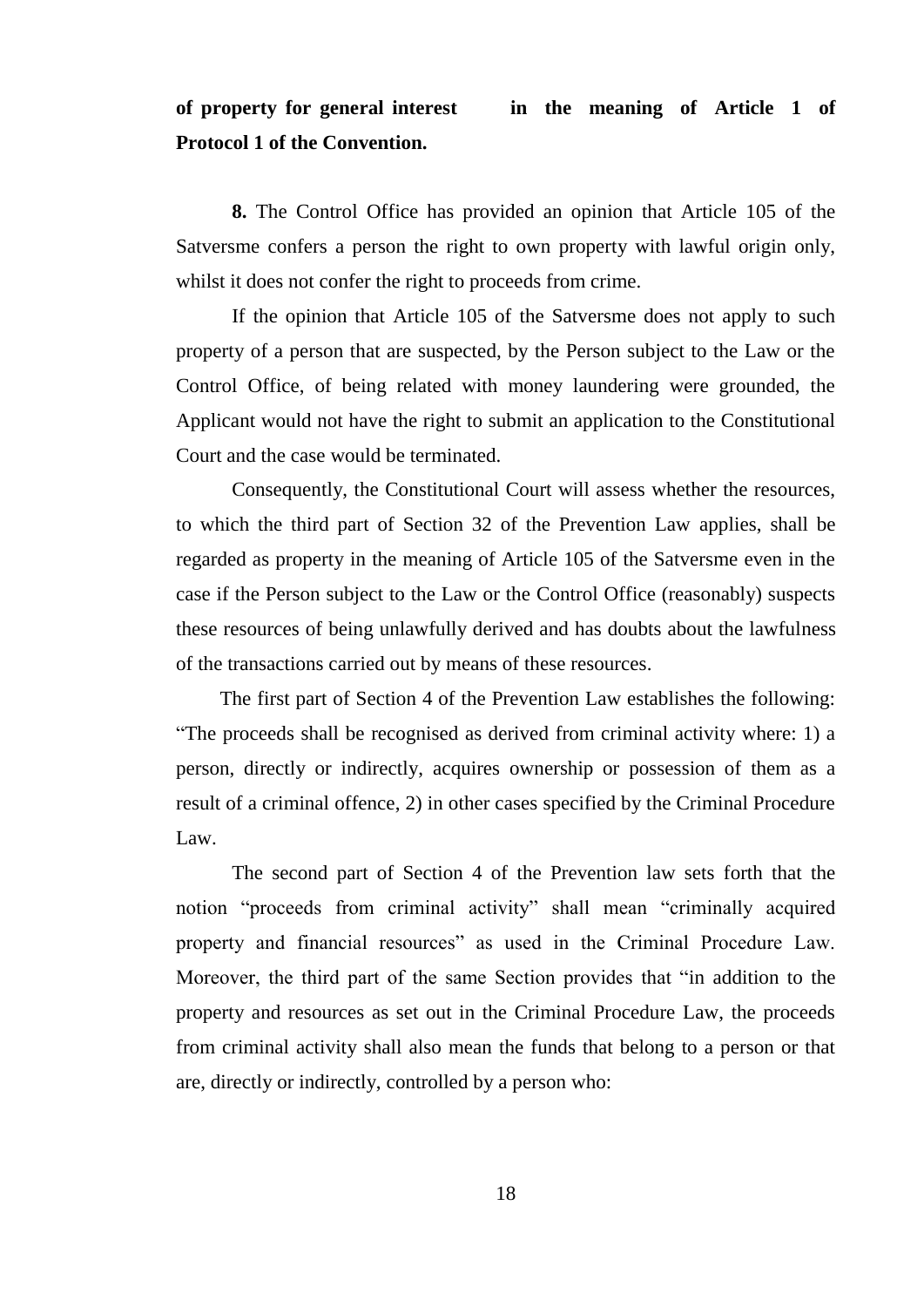**of property for general interest in the meaning of Article 1 of Protocol 1 of the Convention.**

**8.** The Control Office has provided an opinion that Article 105 of the Satversme confers a person the right to own property with lawful origin only, whilst it does not confer the right to proceeds from crime.

If the opinion that Article 105 of the Satversme does not apply to such property of a person that are suspected, by the Person subject to the Law or the Control Office, of being related with money laundering were grounded, the Applicant would not have the right to submit an application to the Constitutional Court and the case would be terminated.

Consequently, the Constitutional Court will assess whether the resources, to which the third part of Section 32 of the Prevention Law applies, shall be regarded as property in the meaning of Article 105 of the Satversme even in the case if the Person subject to the Law or the Control Office (reasonably) suspects these resources of being unlawfully derived and has doubts about the lawfulness of the transactions carried out by means of these resources.

The first part of Section 4 of the Prevention Law establishes the following: "The proceeds shall be recognised as derived from criminal activity where: 1) a person, directly or indirectly, acquires ownership or possession of them as a result of a criminal offence, 2) in other cases specified by the Criminal Procedure Law.

The second part of Section 4 of the Prevention law sets forth that the notion "proceeds from criminal activity" shall mean "criminally acquired property and financial resources" as used in the Criminal Procedure Law. Moreover, the third part of the same Section provides that "in addition to the property and resources as set out in the Criminal Procedure Law, the proceeds from criminal activity shall also mean the funds that belong to a person or that are, directly or indirectly, controlled by a person who: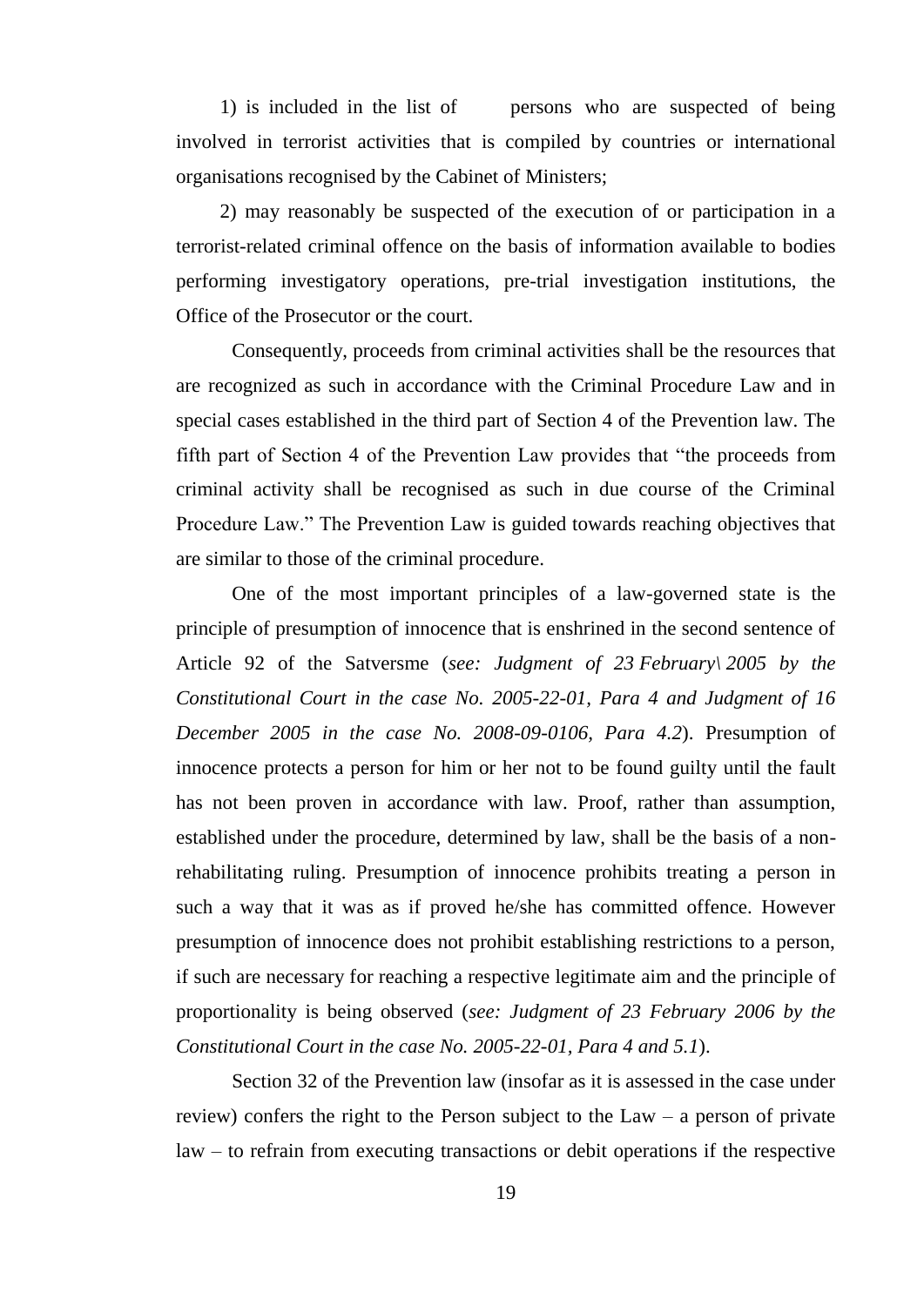1) is included in the list of persons who are suspected of being involved in terrorist activities that is compiled by countries or international organisations recognised by the Cabinet of Ministers;

2) may reasonably be suspected of the execution of or participation in a terrorist-related criminal offence on the basis of information available to bodies performing investigatory operations, pre-trial investigation institutions, the Office of the Prosecutor or the court.

Consequently, proceeds from criminal activities shall be the resources that are recognized as such in accordance with the Criminal Procedure Law and in special cases established in the third part of Section 4 of the Prevention law. The fifth part of Section 4 of the Prevention Law provides that "the proceeds from criminal activity shall be recognised as such in due course of the Criminal Procedure Law." The Prevention Law is guided towards reaching objectives that are similar to those of the criminal procedure.

One of the most important principles of a law-governed state is the principle of presumption of innocence that is enshrined in the second sentence of Article 92 of the Satversme (*see: Judgment of 23 February\ 2005 by the Constitutional Court in the case No. 2005-22-01, Para 4 and Judgment of 16 December 2005 in the case No. 2008-09-0106, Para 4.2*). Presumption of innocence protects a person for him or her not to be found guilty until the fault has not been proven in accordance with law. Proof, rather than assumption, established under the procedure, determined by law, shall be the basis of a non-rehabilitating ruling. Presumption of innocence prohibits treating a person in such a way that it was as if proved he/she has committed offence. However presumption of innocence does not prohibit establishing restrictions to a person, if such are necessary for reaching a respective legitimate aim and the principle of proportionality is being observed (*see: Judgment of 23 February 2006 by the Constitutional Court in the case No. 2005-22-01, Para 4 and 5.1*).

Section 32 of the Prevention law (insofar as it is assessed in the case under review) confers the right to the Person subject to the Law – a person of private law – to refrain from executing transactions or debit operations if the respective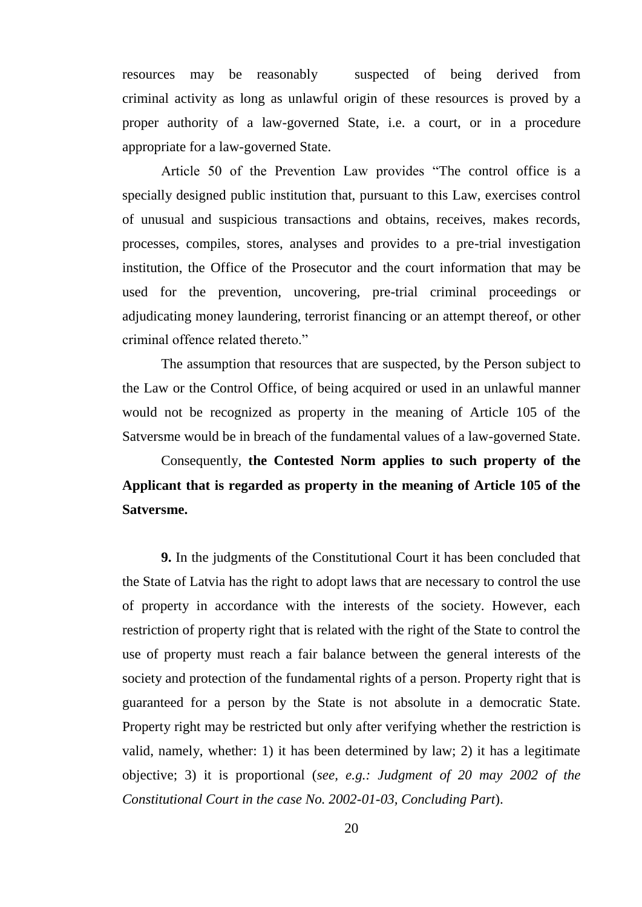resources may be reasonably suspected of being derived from criminal activity as long as unlawful origin of these resources is proved by a proper authority of a law-governed State, i.e. a court, or in a procedure appropriate for a law-governed State.

Article 50 of the Prevention Law provides "The control office is a specially designed public institution that, pursuant to this Law, exercises control of unusual and suspicious transactions and obtains, receives, makes records, processes, compiles, stores, analyses and provides to a pre-trial investigation institution, the Office of the Prosecutor and the court information that may be used for the prevention, uncovering, pre-trial criminal proceedings or adjudicating money laundering, terrorist financing or an attempt thereof, or other criminal offence related thereto."

The assumption that resources that are suspected, by the Person subject to the Law or the Control Office, of being acquired or used in an unlawful manner would not be recognized as property in the meaning of Article 105 of the Satversme would be in breach of the fundamental values of a law-governed State.

Consequently, **the Contested Norm applies to such property of the Applicant that is regarded as property in the meaning of Article 105 of the Satversme.**

**9.** In the judgments of the Constitutional Court it has been concluded that the State of Latvia has the right to adopt laws that are necessary to control the use of property in accordance with the interests of the society. However, each restriction of property right that is related with the right of the State to control the use of property must reach a fair balance between the general interests of the society and protection of the fundamental rights of a person. Property right that is guaranteed for a person by the State is not absolute in a democratic State. Property right may be restricted but only after verifying whether the restriction is valid, namely, whether: 1) it has been determined by law; 2) it has a legitimate objective; 3) it is proportional (*see, e.g.: Judgment of 20 may 2002 of the Constitutional Court in the case No. 2002-01-03, Concluding Part*).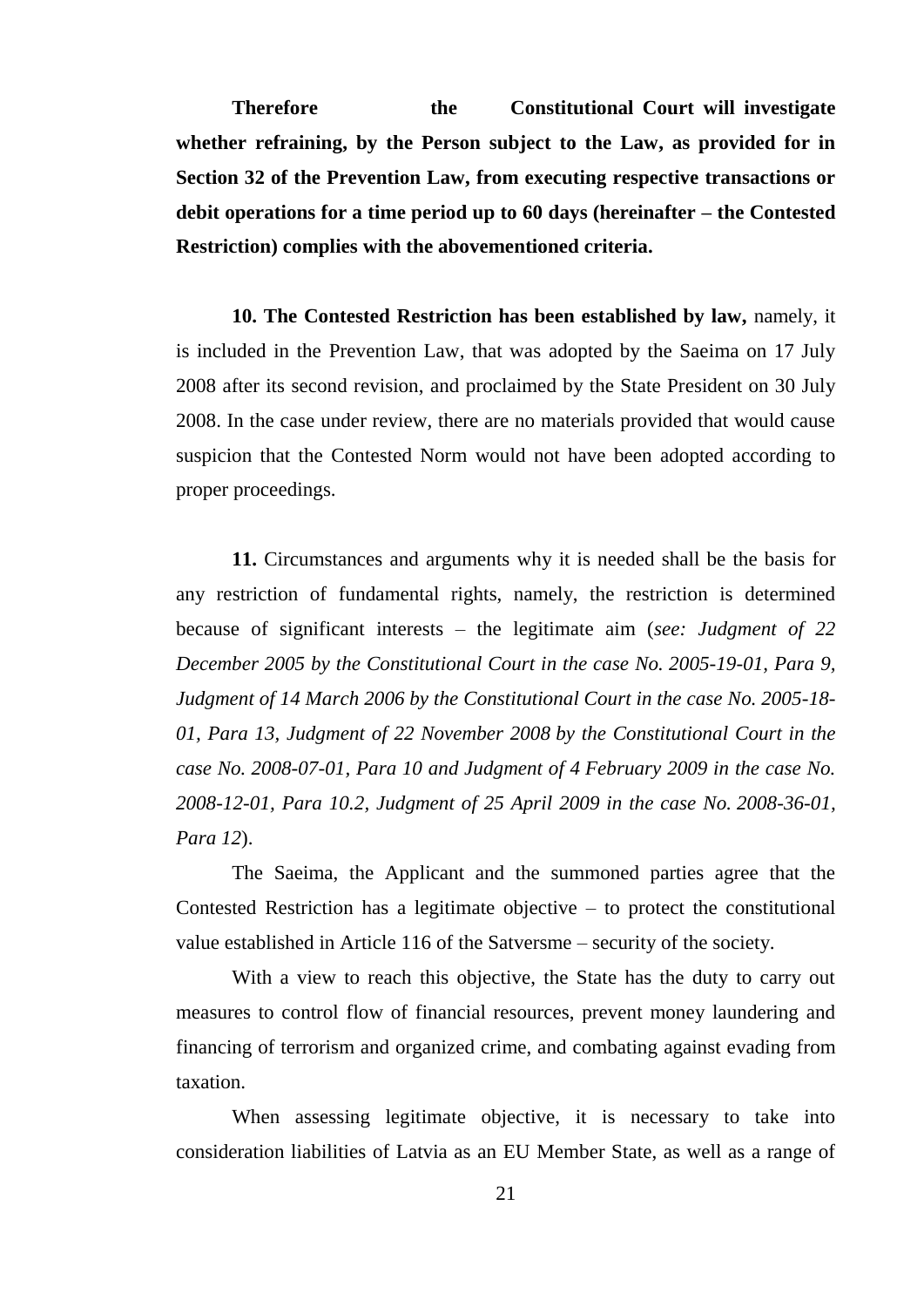**Therefore the Constitutional Court will investigate whether refraining, by the Person subject to the Law, as provided for in Section 32 of the Prevention Law, from executing respective transactions or debit operations for a time period up to 60 days (hereinafter – the Contested Restriction) complies with the abovementioned criteria.**

**10. The Contested Restriction has been established by law,** namely, it is included in the Prevention Law, that was adopted by the Saeima on 17 July 2008 after its second revision, and proclaimed by the State President on 30 July 2008. In the case under review, there are no materials provided that would cause suspicion that the Contested Norm would not have been adopted according to proper proceedings.

**11.** Circumstances and arguments why it is needed shall be the basis for any restriction of fundamental rights, namely, the restriction is determined because of significant interests – the legitimate aim (*see: Judgment of 22 December 2005 by the Constitutional Court in the case No. 2005-19-01, Para 9, Judgment of 14 March 2006 by the Constitutional Court in the case No. 2005-18-01, Para 13, Judgment of 22 November 2008 by the Constitutional Court in the case No. 2008-07-01, Para 10 and Judgment of 4 February 2009 in the case No. 2008-12-01, Para 10.2, Judgment of 25 April 2009 in the case No. 2008-36-01, Para 12*).

The Saeima, the Applicant and the summoned parties agree that the Contested Restriction has a legitimate objective – to protect the constitutional value established in Article 116 of the Satversme – security of the society.

With a view to reach this objective, the State has the duty to carry out measures to control flow of financial resources, prevent money laundering and financing of terrorism and organized crime, and combating against evading from taxation.

When assessing legitimate objective, it is necessary to take into consideration liabilities of Latvia as an EU Member State, as well as a range of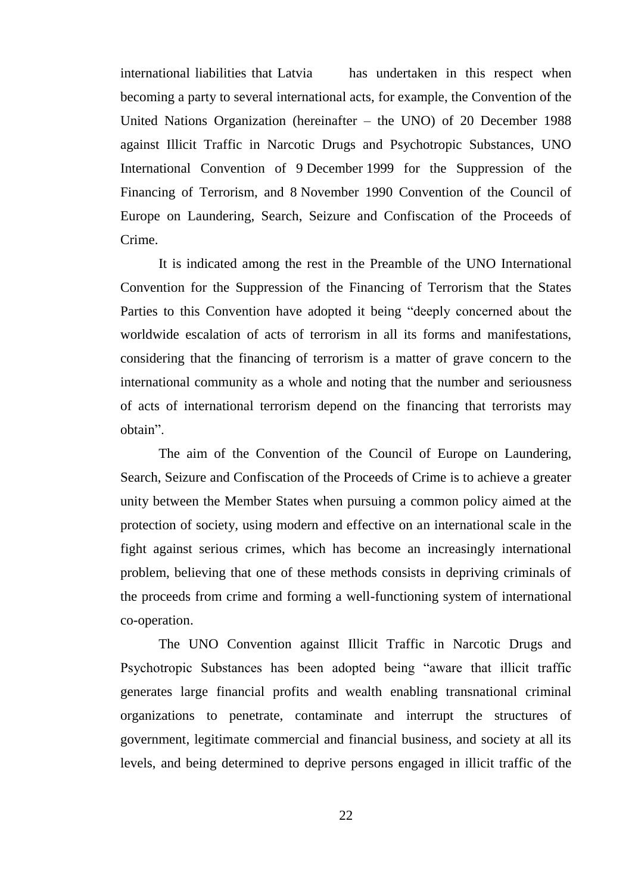international liabilities that Latvia has undertaken in this respect when becoming a party to several international acts, for example, the Convention of the United Nations Organization (hereinafter – the UNO) of 20 December 1988 against Illicit Traffic in Narcotic Drugs and Psychotropic Substances, UNO International Convention of 9 December 1999 for the Suppression of the Financing of Terrorism, and 8 November 1990 Convention of the Council of Europe on Laundering, Search, Seizure and Confiscation of the Proceeds of Crime.

It is indicated among the rest in the Preamble of the UNO International Convention for the Suppression of the Financing of Terrorism that the States Parties to this Convention have adopted it being "deeply concerned about the worldwide escalation of acts of terrorism in all its forms and manifestations, considering that the financing of terrorism is a matter of grave concern to the international community as a whole and noting that the number and seriousness of acts of international terrorism depend on the financing that terrorists may obtain".

The aim of the Convention of the Council of Europe on Laundering, Search, Seizure and Confiscation of the Proceeds of Crime is to achieve a greater unity between the Member States when pursuing a common policy aimed at the protection of society, using modern and effective on an international scale in the fight against serious crimes, which has become an increasingly international problem, believing that one of these methods consists in depriving criminals of the proceeds from crime and forming a well-functioning system of international co-operation.

The UNO Convention against Illicit Traffic in Narcotic Drugs and Psychotropic Substances has been adopted being "aware that illicit traffic generates large financial profits and wealth enabling transnational criminal organizations to penetrate, contaminate and interrupt the structures of government, legitimate commercial and financial business, and society at all its levels, and being determined to deprive persons engaged in illicit traffic of the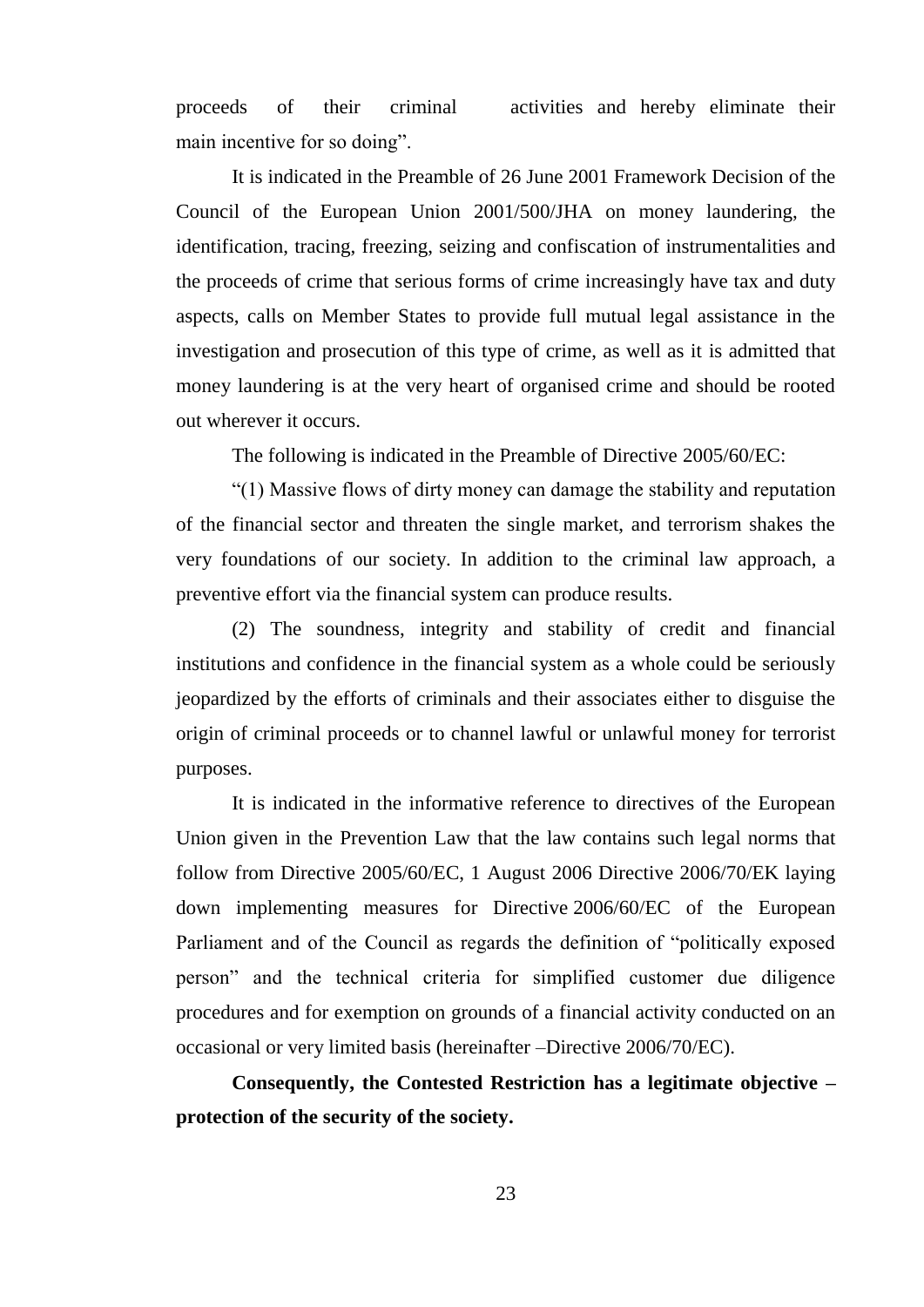proceeds of their criminal activities and hereby eliminate their main incentive for so doing".

It is indicated in the Preamble of 26 June 2001 Framework Decision of the Council of the European Union 2001/500/JHA on money laundering, the identification, tracing, freezing, seizing and confiscation of instrumentalities and the proceeds of crime that serious forms of crime increasingly have tax and duty aspects, calls on Member States to provide full mutual legal assistance in the investigation and prosecution of this type of crime, as well as it is admitted that money laundering is at the very heart of organised crime and should be rooted out wherever it occurs.

The following is indicated in the Preamble of Directive 2005/60/EC:

"(1) Massive flows of dirty money can damage the stability and reputation of the financial sector and threaten the single market, and terrorism shakes the very foundations of our society. In addition to the criminal law approach, a preventive effort via the financial system can produce results.

(2) The soundness, integrity and stability of credit and financial institutions and confidence in the financial system as a whole could be seriously jeopardized by the efforts of criminals and their associates either to disguise the origin of criminal proceeds or to channel lawful or unlawful money for terrorist purposes.

It is indicated in the informative reference to directives of the European Union given in the Prevention Law that the law contains such legal norms that follow from Directive 2005/60/EC, 1 August 2006 Directive 2006/70/EK laying down implementing measures for Directive 2006/60/EC of the European Parliament and of the Council as regards the definition of "politically exposed person" and the technical criteria for simplified customer due diligence procedures and for exemption on grounds of a financial activity conducted on an occasional or very limited basis (hereinafter –Directive 2006/70/EC).

**Consequently, the Contested Restriction has a legitimate objective – protection of the security of the society.**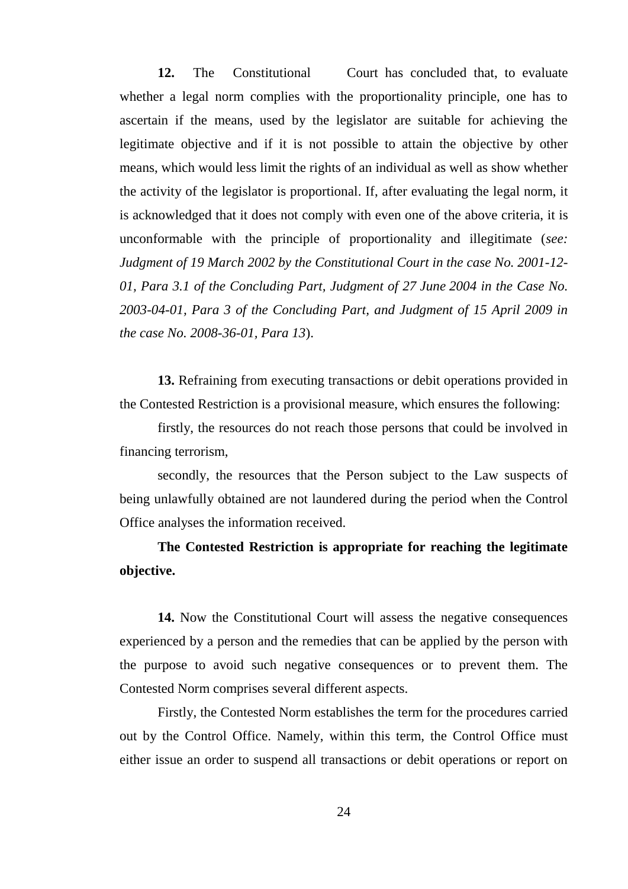**12.** The Constitutional Court has concluded that, to evaluate whether a legal norm complies with the proportionality principle, one has to ascertain if the means, used by the legislator are suitable for achieving the legitimate objective and if it is not possible to attain the objective by other means, which would less limit the rights of an individual as well as show whether the activity of the legislator is proportional. If, after evaluating the legal norm, it is acknowledged that it does not comply with even one of the above criteria, it is unconformable with the principle of proportionality and illegitimate (*see: Judgment of 19 March 2002 by the Constitutional Court in the case No. 2001-12-01, Para 3.1 of the Concluding Part, Judgment of 27 June 2004 in the Case No. 2003-04-01, Para 3 of the Concluding Part, and Judgment of 15 April 2009 in the case No. 2008-36-01, Para 13*).

**13.** Refraining from executing transactions or debit operations provided in the Contested Restriction is a provisional measure, which ensures the following:

firstly, the resources do not reach those persons that could be involved in financing terrorism,

secondly, the resources that the Person subject to the Law suspects of being unlawfully obtained are not laundered during the period when the Control Office analyses the information received.

**The Contested Restriction is appropriate for reaching the legitimate objective.**

**14.** Now the Constitutional Court will assess the negative consequences experienced by a person and the remedies that can be applied by the person with the purpose to avoid such negative consequences or to prevent them. The Contested Norm comprises several different aspects.

Firstly, the Contested Norm establishes the term for the procedures carried out by the Control Office. Namely, within this term, the Control Office must either issue an order to suspend all transactions or debit operations or report on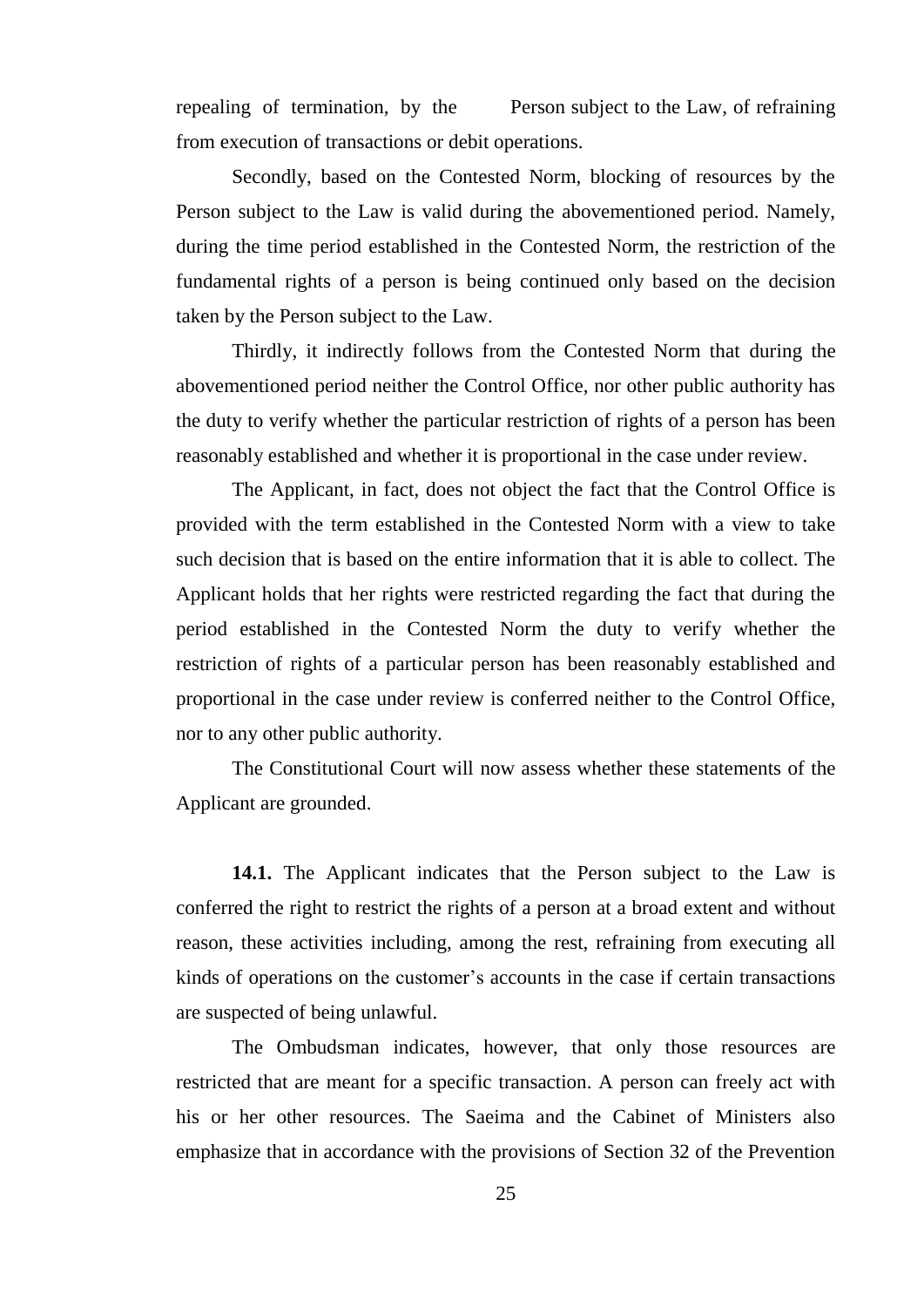repealing of termination, by the Person subject to the Law, of refraining from execution of transactions or debit operations.

Secondly, based on the Contested Norm, blocking of resources by the Person subject to the Law is valid during the abovementioned period. Namely, during the time period established in the Contested Norm, the restriction of the fundamental rights of a person is being continued only based on the decision taken by the Person subject to the Law.

Thirdly, it indirectly follows from the Contested Norm that during the abovementioned period neither the Control Office, nor other public authority has the duty to verify whether the particular restriction of rights of a person has been reasonably established and whether it is proportional in the case under review.

The Applicant, in fact, does not object the fact that the Control Office is provided with the term established in the Contested Norm with a view to take such decision that is based on the entire information that it is able to collect. The Applicant holds that her rights were restricted regarding the fact that during the period established in the Contested Norm the duty to verify whether the restriction of rights of a particular person has been reasonably established and proportional in the case under review is conferred neither to the Control Office, nor to any other public authority.

The Constitutional Court will now assess whether these statements of the Applicant are grounded.

**14.1.** The Applicant indicates that the Person subject to the Law is conferred the right to restrict the rights of a person at a broad extent and without reason, these activities including, among the rest, refraining from executing all kinds of operations on the customer's accounts in the case if certain transactions are suspected of being unlawful.

The Ombudsman indicates, however, that only those resources are restricted that are meant for a specific transaction. A person can freely act with his or her other resources. The Saeima and the Cabinet of Ministers also emphasize that in accordance with the provisions of Section 32 of the Prevention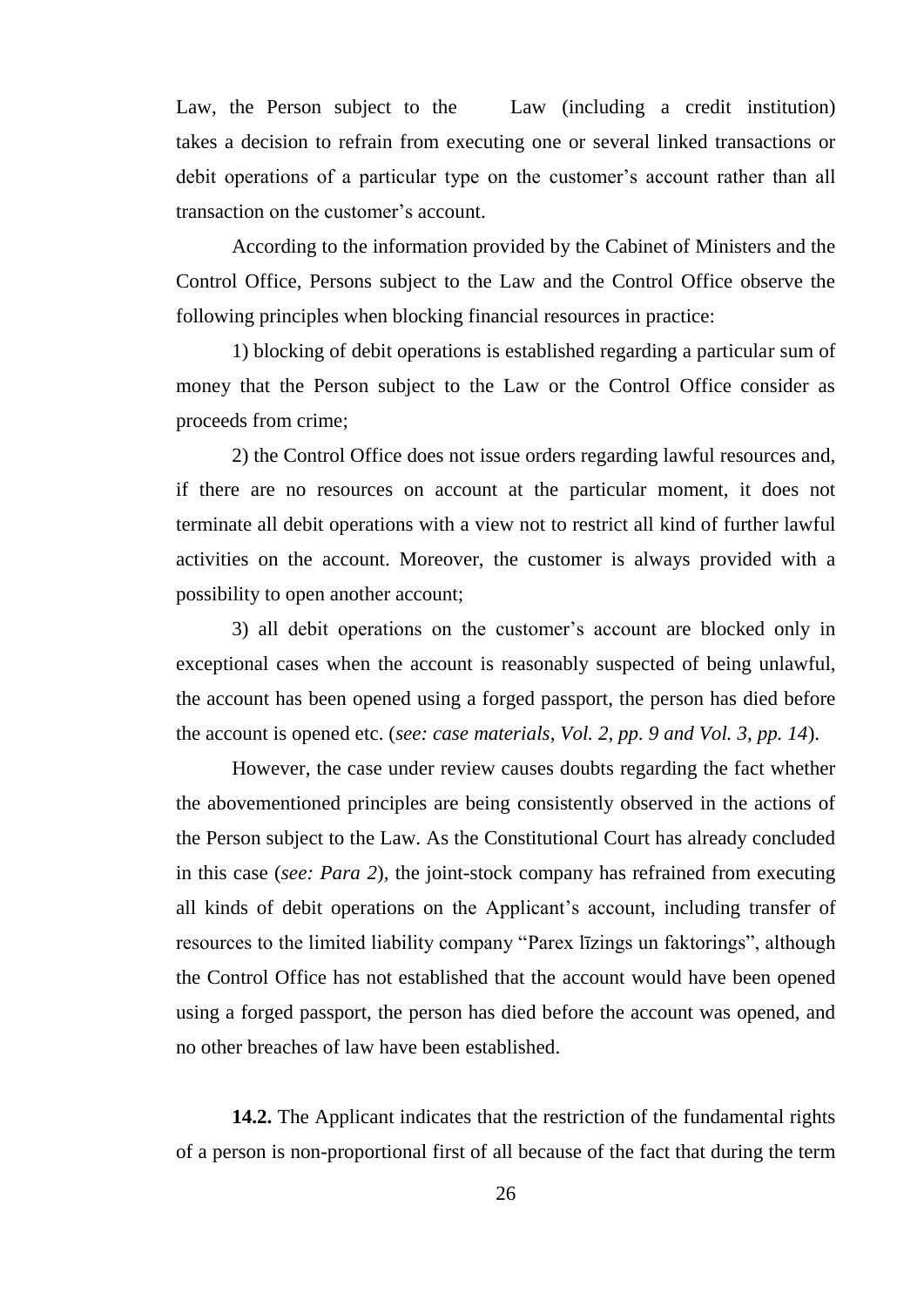Law, the Person subject to the Law (including a credit institution) takes a decision to refrain from executing one or several linked transactions or debit operations of a particular type on the customer's account rather than all transaction on the customer's account.

According to the information provided by the Cabinet of Ministers and the Control Office, Persons subject to the Law and the Control Office observe the following principles when blocking financial resources in practice:

1) blocking of debit operations is established regarding a particular sum of money that the Person subject to the Law or the Control Office consider as proceeds from crime;

2) the Control Office does not issue orders regarding lawful resources and, if there are no resources on account at the particular moment, it does not terminate all debit operations with a view not to restrict all kind of further lawful activities on the account. Moreover, the customer is always provided with a possibility to open another account;

3) all debit operations on the customer's account are blocked only in exceptional cases when the account is reasonably suspected of being unlawful, the account has been opened using a forged passport, the person has died before the account is opened etc. (*see: case materials, Vol. 2, pp. 9 and Vol. 3, pp. 14*).

However, the case under review causes doubts regarding the fact whether the abovementioned principles are being consistently observed in the actions of the Person subject to the Law. As the Constitutional Court has already concluded in this case (*see: Para 2*), the joint-stock company has refrained from executing all kinds of debit operations on the Applicant's account, including transfer of resources to the limited liability company "Parex līzings un faktorings", although the Control Office has not established that the account would have been opened using a forged passport, the person has died before the account was opened, and no other breaches of law have been established.

**14.2.** The Applicant indicates that the restriction of the fundamental rights of a person is non-proportional first of all because of the fact that during the term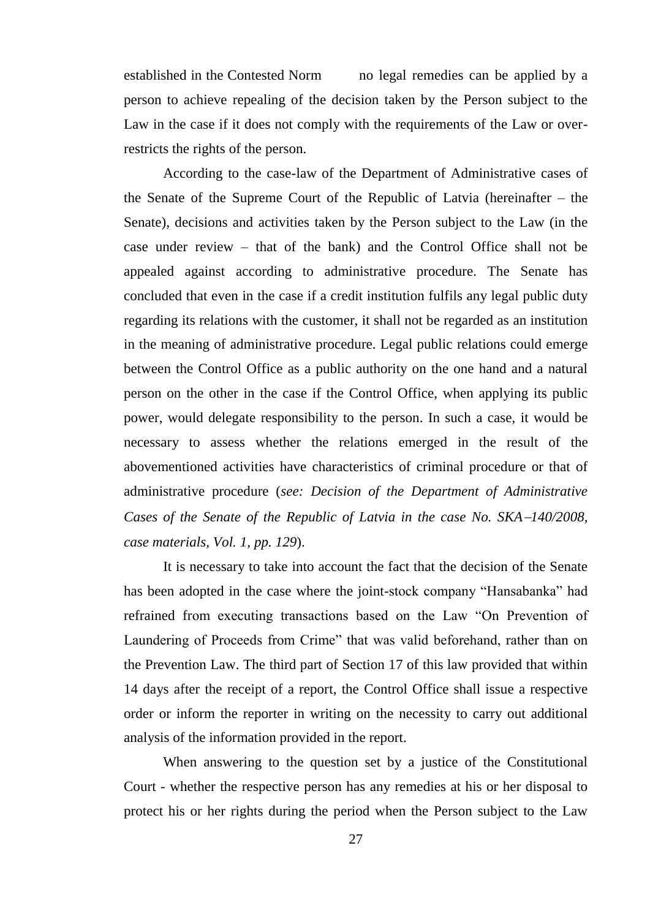established in the Contested Norm   no legal remedies can be applied by a person to achieve repealing of the decision taken by the Person subject to the Law in the case if it does not comply with the requirements of the Law or over-restricts the rights of the person.

According to the case-law of the Department of Administrative cases of the Senate of the Supreme Court of the Republic of Latvia (hereinafter – the Senate), decisions and activities taken by the Person subject to the Law (in the case under review – that of the bank) and the Control Office shall not be appealed against according to administrative procedure. The Senate has concluded that even in the case if a credit institution fulfils any legal public duty regarding its relations with the customer, it shall not be regarded as an institution in the meaning of administrative procedure. Legal public relations could emerge between the Control Office as a public authority on the one hand and a natural person on the other in the case if the Control Office, when applying its public power, would delegate responsibility to the person. In such a case, it would be necessary to assess whether the relations emerged in the result of the abovementioned activities have characteristics of criminal procedure or that of administrative procedure (*see: Decision of the Department of Administrative Cases of the Senate of the Republic of Latvia in the case No. SKA–140/2008, case materials, Vol. 1, pp. 129*).

It is necessary to take into account the fact that the decision of the Senate has been adopted in the case where the joint-stock company "Hansabanka" had refrained from executing transactions based on the Law "On Prevention of Laundering of Proceeds from Crime" that was valid beforehand, rather than on the Prevention Law. The third part of Section 17 of this law provided that within 14 days after the receipt of a report, the Control Office shall issue a respective order or inform the reporter in writing on the necessity to carry out additional analysis of the information provided in the report.

When answering to the question set by a justice of the Constitutional Court - whether the respective person has any remedies at his or her disposal to protect his or her rights during the period when the Person subject to the Law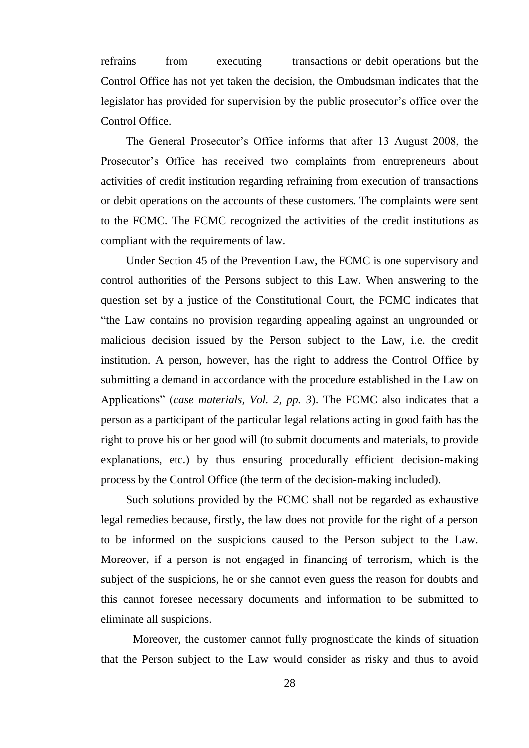refrains from executing transactions or debit operations but the Control Office has not yet taken the decision, the Ombudsman indicates that the legislator has provided for supervision by the public prosecutor's office over the Control Office.

The General Prosecutor's Office informs that after 13 August 2008, the Prosecutor's Office has received two complaints from entrepreneurs about activities of credit institution regarding refraining from execution of transactions or debit operations on the accounts of these customers. The complaints were sent to the FCMC. The FCMC recognized the activities of the credit institutions as compliant with the requirements of law.

Under Section 45 of the Prevention Law, the FCMC is one supervisory and control authorities of the Persons subject to this Law. When answering to the question set by a justice of the Constitutional Court, the FCMC indicates that "the Law contains no provision regarding appealing against an ungrounded or malicious decision issued by the Person subject to the Law, i.e. the credit institution. A person, however, has the right to address the Control Office by submitting a demand in accordance with the procedure established in the Law on Applications" (*case materials, Vol. 2, pp. 3*). The FCMC also indicates that a person as a participant of the particular legal relations acting in good faith has the right to prove his or her good will (to submit documents and materials, to provide explanations, etc.) by thus ensuring procedurally efficient decision-making process by the Control Office (the term of the decision-making included).

Such solutions provided by the FCMC shall not be regarded as exhaustive legal remedies because, firstly, the law does not provide for the right of a person to be informed on the suspicions caused to the Person subject to the Law. Moreover, if a person is not engaged in financing of terrorism, which is the subject of the suspicions, he or she cannot even guess the reason for doubts and this cannot foresee necessary documents and information to be submitted to eliminate all suspicions.

Moreover, the customer cannot fully prognosticate the kinds of situation that the Person subject to the Law would consider as risky and thus to avoid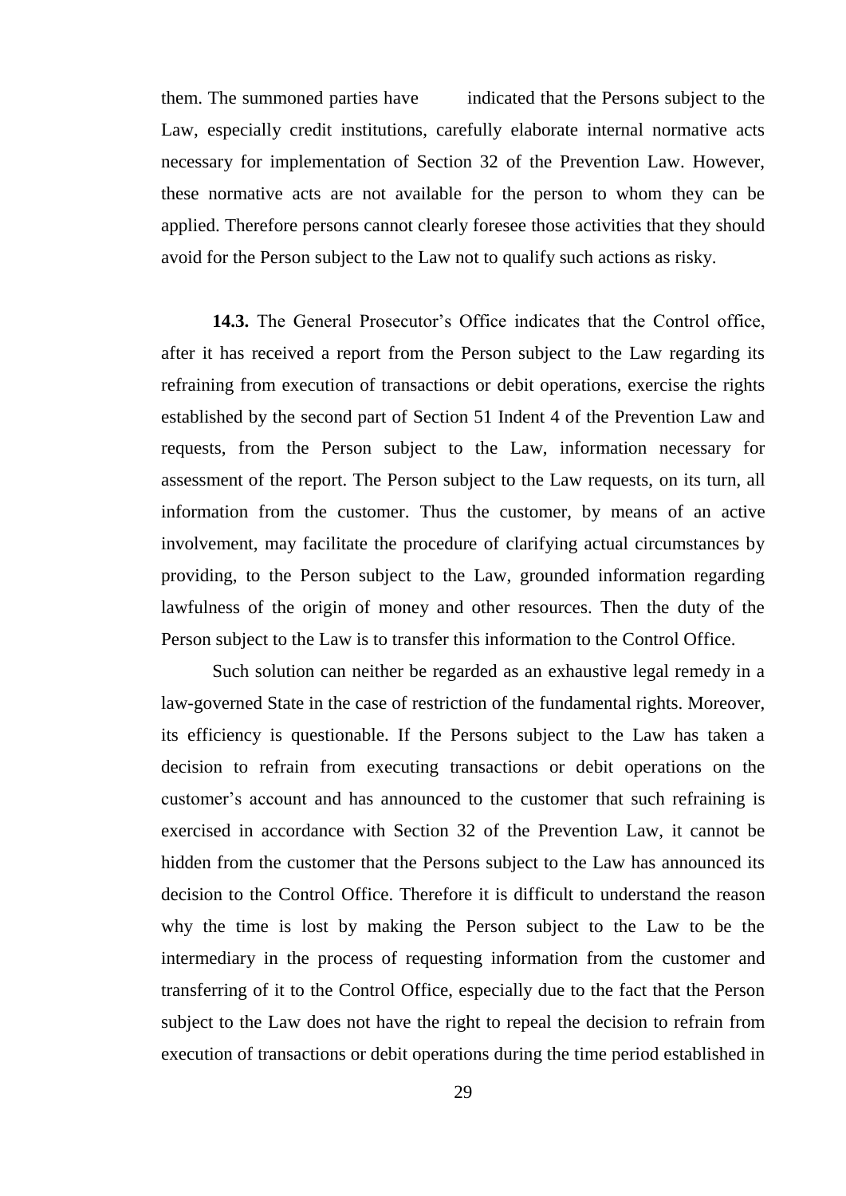them. The summoned parties have indicated that the Persons subject to the Law, especially credit institutions, carefully elaborate internal normative acts necessary for implementation of Section 32 of the Prevention Law. However, these normative acts are not available for the person to whom they can be applied. Therefore persons cannot clearly foresee those activities that they should avoid for the Person subject to the Law not to qualify such actions as risky.

**14.3.** The General Prosecutor's Office indicates that the Control office, after it has received a report from the Person subject to the Law regarding its refraining from execution of transactions or debit operations, exercise the rights established by the second part of Section 51 Indent 4 of the Prevention Law and requests, from the Person subject to the Law, information necessary for assessment of the report. The Person subject to the Law requests, on its turn, all information from the customer. Thus the customer, by means of an active involvement, may facilitate the procedure of clarifying actual circumstances by providing, to the Person subject to the Law, grounded information regarding lawfulness of the origin of money and other resources. Then the duty of the Person subject to the Law is to transfer this information to the Control Office.

Such solution can neither be regarded as an exhaustive legal remedy in a law-governed State in the case of restriction of the fundamental rights. Moreover, its efficiency is questionable. If the Persons subject to the Law has taken a decision to refrain from executing transactions or debit operations on the customer's account and has announced to the customer that such refraining is exercised in accordance with Section 32 of the Prevention Law, it cannot be hidden from the customer that the Persons subject to the Law has announced its decision to the Control Office. Therefore it is difficult to understand the reason why the time is lost by making the Person subject to the Law to be the intermediary in the process of requesting information from the customer and transferring of it to the Control Office, especially due to the fact that the Person subject to the Law does not have the right to repeal the decision to refrain from execution of transactions or debit operations during the time period established in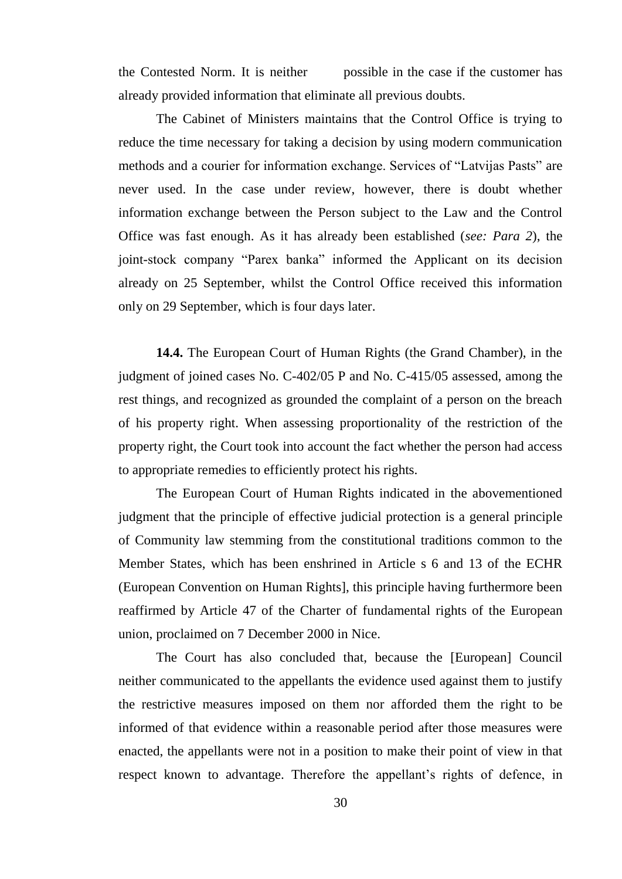the Contested Norm. It is neither possible in the case if the customer has already provided information that eliminate all previous doubts.

The Cabinet of Ministers maintains that the Control Office is trying to reduce the time necessary for taking a decision by using modern communication methods and a courier for information exchange. Services of "Latvijas Pasts" are never used. In the case under review, however, there is doubt whether information exchange between the Person subject to the Law and the Control Office was fast enough. As it has already been established (*see: Para 2*), the joint-stock company "Parex banka" informed the Applicant on its decision already on 25 September, whilst the Control Office received this information only on 29 September, which is four days later.

**14.4.** The European Court of Human Rights (the Grand Chamber), in the judgment of joined cases No. C-402/05 P and No. C-415/05 assessed, among the rest things, and recognized as grounded the complaint of a person on the breach of his property right. When assessing proportionality of the restriction of the property right, the Court took into account the fact whether the person had access to appropriate remedies to efficiently protect his rights.

The European Court of Human Rights indicated in the abovementioned judgment that the principle of effective judicial protection is a general principle of Community law stemming from the constitutional traditions common to the Member States, which has been enshrined in Article s 6 and 13 of the ECHR (European Convention on Human Rights], this principle having furthermore been reaffirmed by Article 47 of the Charter of fundamental rights of the European union, proclaimed on 7 December 2000 in Nice.

The Court has also concluded that, because the [European] Council neither communicated to the appellants the evidence used against them to justify the restrictive measures imposed on them nor afforded them the right to be informed of that evidence within a reasonable period after those measures were enacted, the appellants were not in a position to make their point of view in that respect known to advantage. Therefore the appellant's rights of defence, in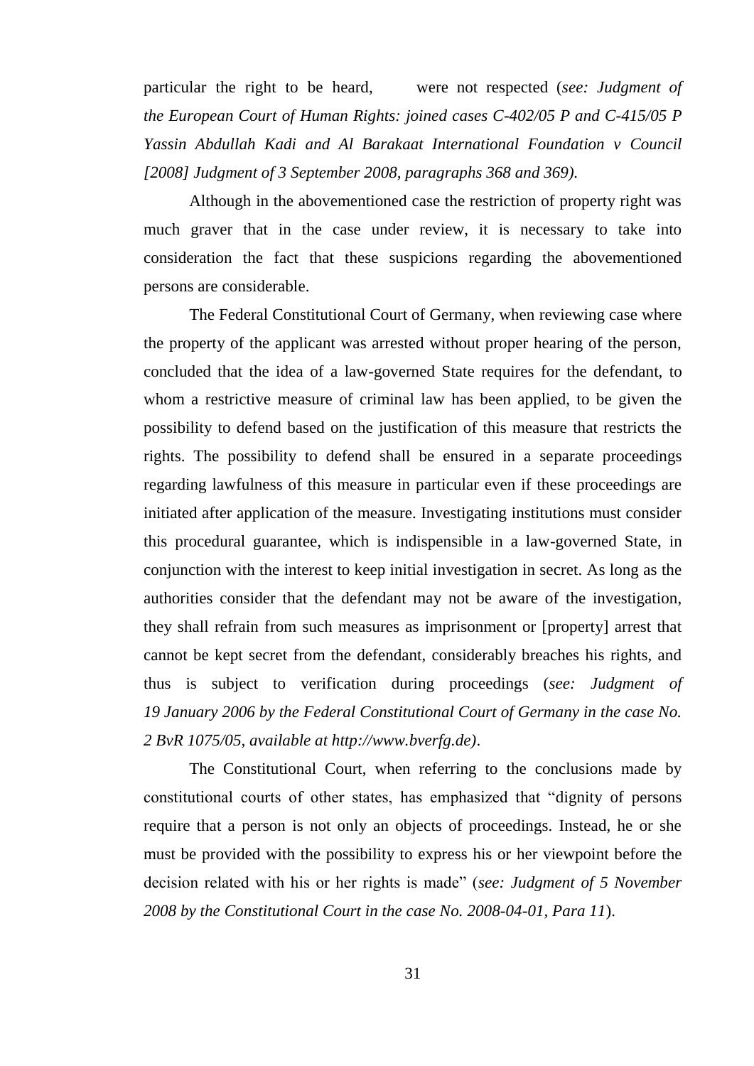particular the right to be heard, were not respected (*see: Judgment of the European Court of Human Rights: joined cases C-402/05 P and C-415/05 P Yassin Abdullah Kadi and Al Barakaat International Foundation v Council [2008] Judgment of 3 September 2008, paragraphs 368 and 369).*

Although in the abovementioned case the restriction of property right was much graver that in the case under review, it is necessary to take into consideration the fact that these suspicions regarding the abovementioned persons are considerable.

The Federal Constitutional Court of Germany, when reviewing case where the property of the applicant was arrested without proper hearing of the person, concluded that the idea of a law-governed State requires for the defendant, to whom a restrictive measure of criminal law has been applied, to be given the possibility to defend based on the justification of this measure that restricts the rights. The possibility to defend shall be ensured in a separate proceedings regarding lawfulness of this measure in particular even if these proceedings are initiated after application of the measure. Investigating institutions must consider this procedural guarantee, which is indispensible in a law-governed State, in conjunction with the interest to keep initial investigation in secret. As long as the authorities consider that the defendant may not be aware of the investigation, they shall refrain from such measures as imprisonment or [property] arrest that cannot be kept secret from the defendant, considerably breaches his rights, and thus is subject to verification during proceedings (*see: Judgment of 19 January 2006 by the Federal Constitutional Court of Germany in the case No. 2 BvR 1075/05, available at http://www.bverfg.de)*.

The Constitutional Court, when referring to the conclusions made by constitutional courts of other states, has emphasized that "dignity of persons require that a person is not only an objects of proceedings. Instead, he or she must be provided with the possibility to express his or her viewpoint before the decision related with his or her rights is made" (*see: Judgment of 5 November 2008 by the Constitutional Court in the case No. 2008-04-01, Para 11*).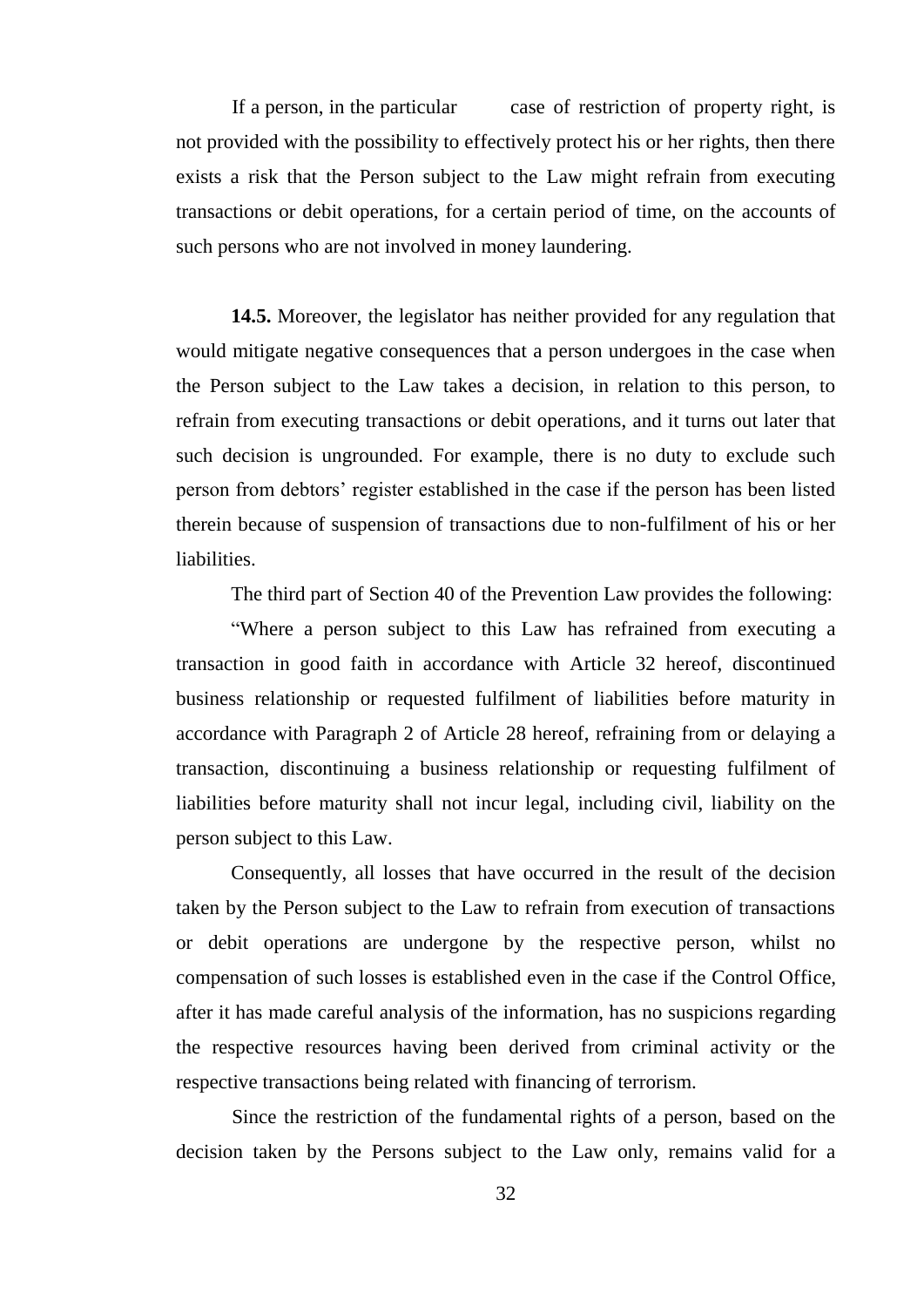If a person, in the particular case of restriction of property right, is not provided with the possibility to effectively protect his or her rights, then there exists a risk that the Person subject to the Law might refrain from executing transactions or debit operations, for a certain period of time, on the accounts of such persons who are not involved in money laundering.

**14.5.** Moreover, the legislator has neither provided for any regulation that would mitigate negative consequences that a person undergoes in the case when the Person subject to the Law takes a decision, in relation to this person, to refrain from executing transactions or debit operations, and it turns out later that such decision is ungrounded. For example, there is no duty to exclude such person from debtors' register established in the case if the person has been listed therein because of suspension of transactions due to non-fulfilment of his or her liabilities.

The third part of Section 40 of the Prevention Law provides the following:

"Where a person subject to this Law has refrained from executing a transaction in good faith in accordance with Article 32 hereof, discontinued business relationship or requested fulfilment of liabilities before maturity in accordance with Paragraph 2 of Article 28 hereof, refraining from or delaying a transaction, discontinuing a business relationship or requesting fulfilment of liabilities before maturity shall not incur legal, including civil, liability on the person subject to this Law.

Consequently, all losses that have occurred in the result of the decision taken by the Person subject to the Law to refrain from execution of transactions or debit operations are undergone by the respective person, whilst no compensation of such losses is established even in the case if the Control Office, after it has made careful analysis of the information, has no suspicions regarding the respective resources having been derived from criminal activity or the respective transactions being related with financing of terrorism.

Since the restriction of the fundamental rights of a person, based on the decision taken by the Persons subject to the Law only, remains valid for a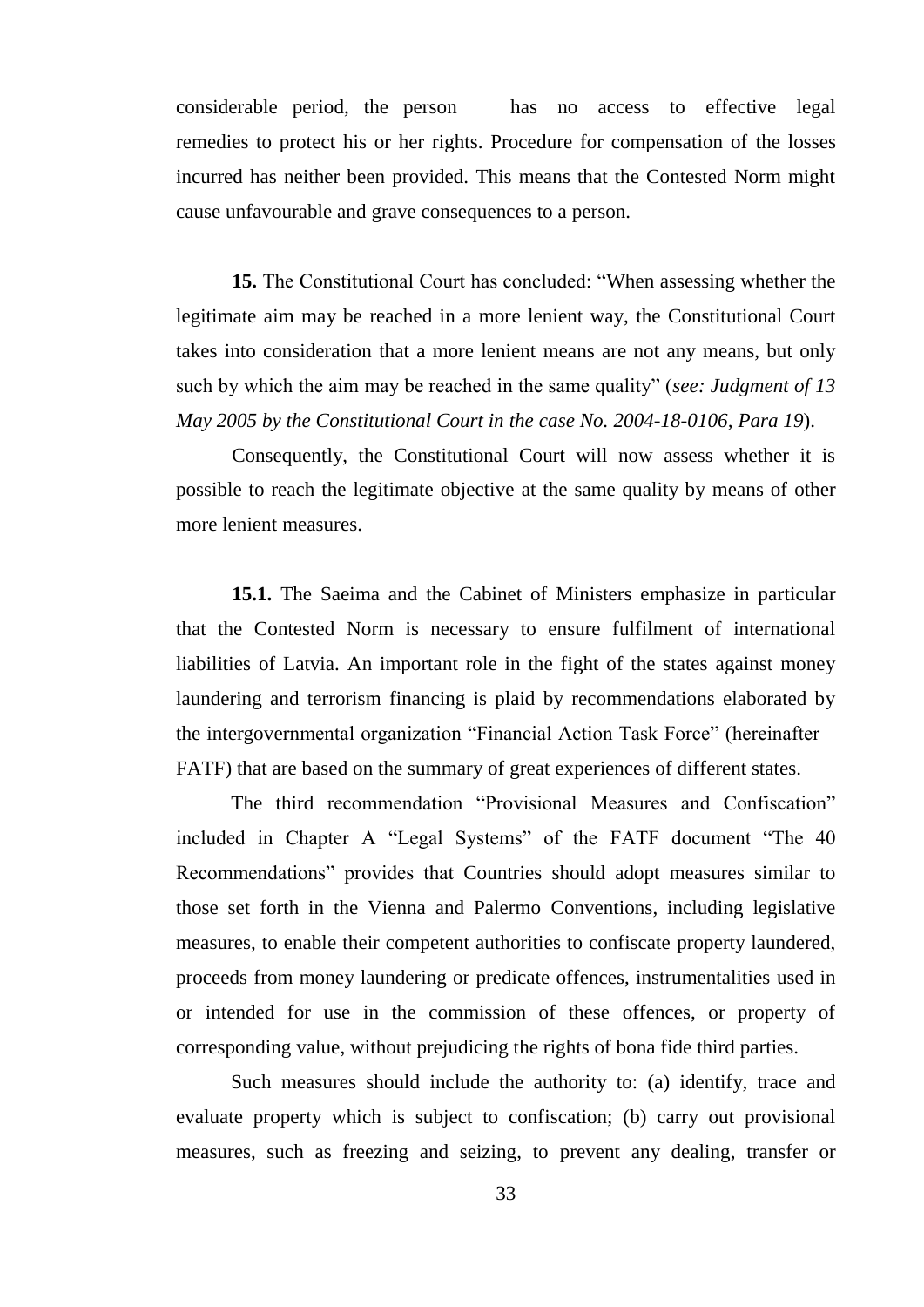considerable period, the person has no access to effective legal remedies to protect his or her rights. Procedure for compensation of the losses incurred has neither been provided. This means that the Contested Norm might cause unfavourable and grave consequences to a person.

**15.** The Constitutional Court has concluded: "When assessing whether the legitimate aim may be reached in a more lenient way, the Constitutional Court takes into consideration that a more lenient means are not any means, but only such by which the aim may be reached in the same quality" (*see: Judgment of 13 May 2005 by the Constitutional Court in the case No. 2004-18-0106, Para 19*).

Consequently, the Constitutional Court will now assess whether it is possible to reach the legitimate objective at the same quality by means of other more lenient measures.

**15.1.** The Saeima and the Cabinet of Ministers emphasize in particular that the Contested Norm is necessary to ensure fulfilment of international liabilities of Latvia. An important role in the fight of the states against money laundering and terrorism financing is plaid by recommendations elaborated by the intergovernmental organization "Financial Action Task Force" (hereinafter – FATF) that are based on the summary of great experiences of different states.

The third recommendation "Provisional Measures and Confiscation" included in Chapter A "Legal Systems" of the FATF document "The 40 Recommendations" provides that Countries should adopt measures similar to those set forth in the Vienna and Palermo Conventions, including legislative measures, to enable their competent authorities to confiscate property laundered, proceeds from money laundering or predicate offences, instrumentalities used in or intended for use in the commission of these offences, or property of corresponding value, without prejudicing the rights of bona fide third parties.

Such measures should include the authority to: (a) identify, trace and evaluate property which is subject to confiscation; (b) carry out provisional measures, such as freezing and seizing, to prevent any dealing, transfer or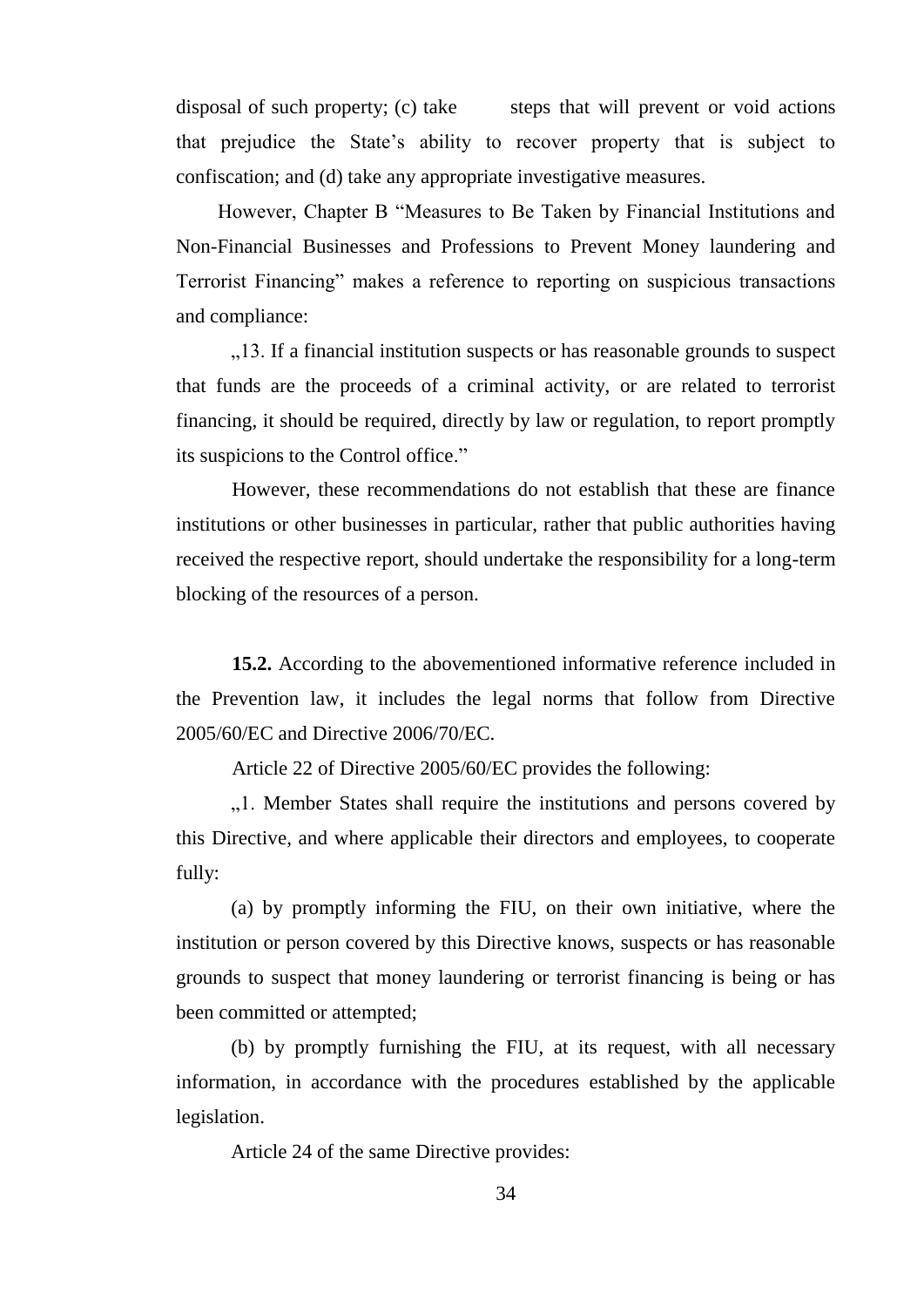disposal of such property; (c) take steps that will prevent or void actions that prejudice the State's ability to recover property that is subject to confiscation; and (d) take any appropriate investigative measures.

However, Chapter B "Measures to Be Taken by Financial Institutions and Non-Financial Businesses and Professions to Prevent Money laundering and Terrorist Financing" makes a reference to reporting on suspicious transactions and compliance:

„13. If a financial institution suspects or has reasonable grounds to suspect that funds are the proceeds of a criminal activity, or are related to terrorist financing, it should be required, directly by law or regulation, to report promptly its suspicions to the Control office."

However, these recommendations do not establish that these are finance institutions or other businesses in particular, rather that public authorities having received the respective report, should undertake the responsibility for a long-term blocking of the resources of a person.

**15.2.** According to the abovementioned informative reference included in the Prevention law, it includes the legal norms that follow from Directive 2005/60/EC and Directive 2006/70/EC.

Article 22 of Directive 2005/60/EC provides the following:

„1. Member States shall require the institutions and persons covered by this Directive, and where applicable their directors and employees, to cooperate fully:

(a) by promptly informing the FIU, on their own initiative, where the institution or person covered by this Directive knows, suspects or has reasonable grounds to suspect that money laundering or terrorist financing is being or has been committed or attempted;

(b) by promptly furnishing the FIU, at its request, with all necessary information, in accordance with the procedures established by the applicable legislation.

Article 24 of the same Directive provides: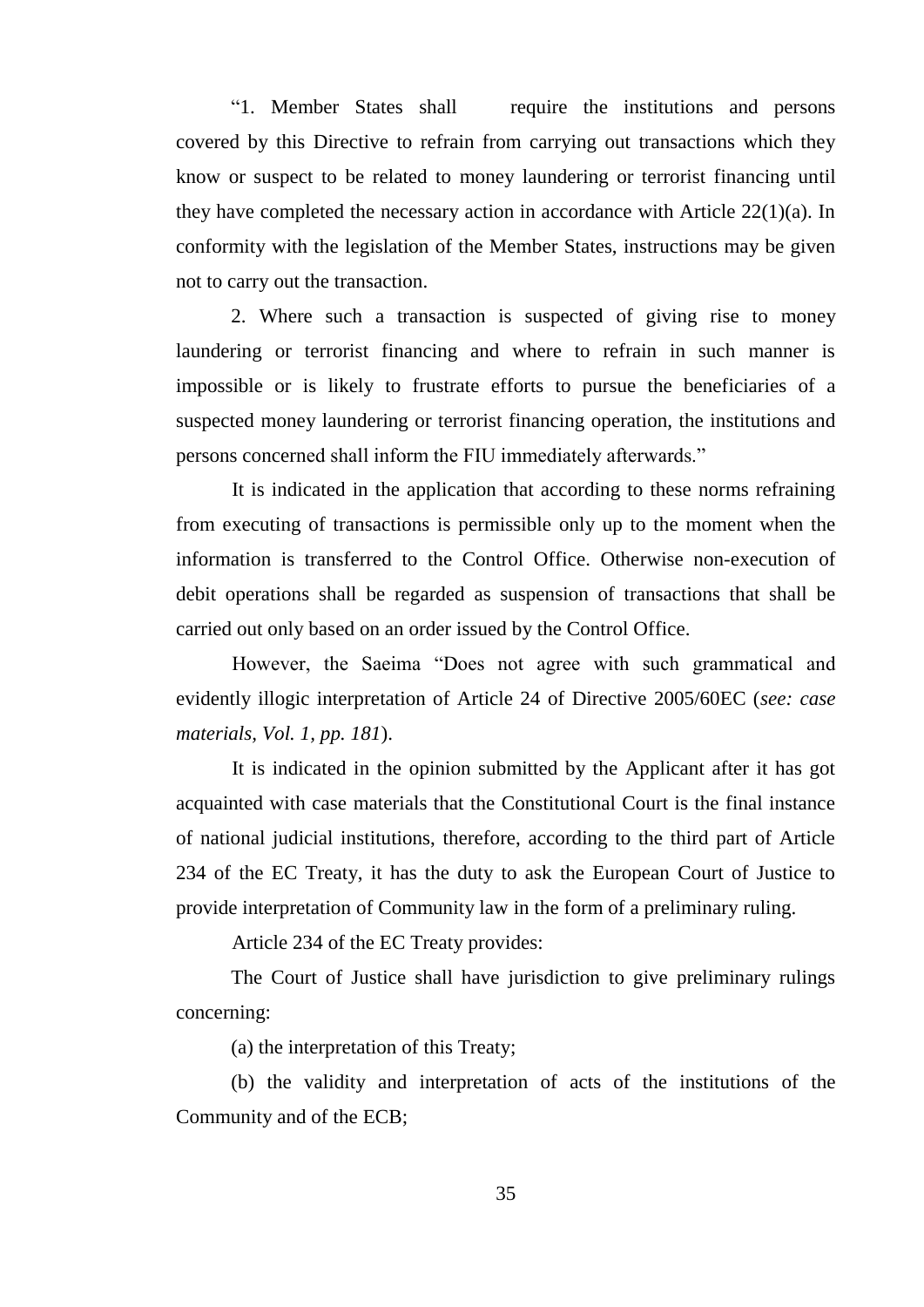"1. Member States shall require the institutions and persons covered by this Directive to refrain from carrying out transactions which they know or suspect to be related to money laundering or terrorist financing until they have completed the necessary action in accordance with Article 22(1)(a). In conformity with the legislation of the Member States, instructions may be given not to carry out the transaction.

2. Where such a transaction is suspected of giving rise to money laundering or terrorist financing and where to refrain in such manner is impossible or is likely to frustrate efforts to pursue the beneficiaries of a suspected money laundering or terrorist financing operation, the institutions and persons concerned shall inform the FIU immediately afterwards."

It is indicated in the application that according to these norms refraining from executing of transactions is permissible only up to the moment when the information is transferred to the Control Office. Otherwise non-execution of debit operations shall be regarded as suspension of transactions that shall be carried out only based on an order issued by the Control Office.

However, the Saeima "Does not agree with such grammatical and evidently illogic interpretation of Article 24 of Directive 2005/60EC (*see: case materials, Vol. 1, pp. 181*).

It is indicated in the opinion submitted by the Applicant after it has got acquainted with case materials that the Constitutional Court is the final instance of national judicial institutions, therefore, according to the third part of Article 234 of the EC Treaty, it has the duty to ask the European Court of Justice to provide interpretation of Community law in the form of a preliminary ruling.

Article 234 of the EC Treaty provides:

The Court of Justice shall have jurisdiction to give preliminary rulings concerning:

(a) the interpretation of this Treaty;

(b) the validity and interpretation of acts of the institutions of the Community and of the ECB;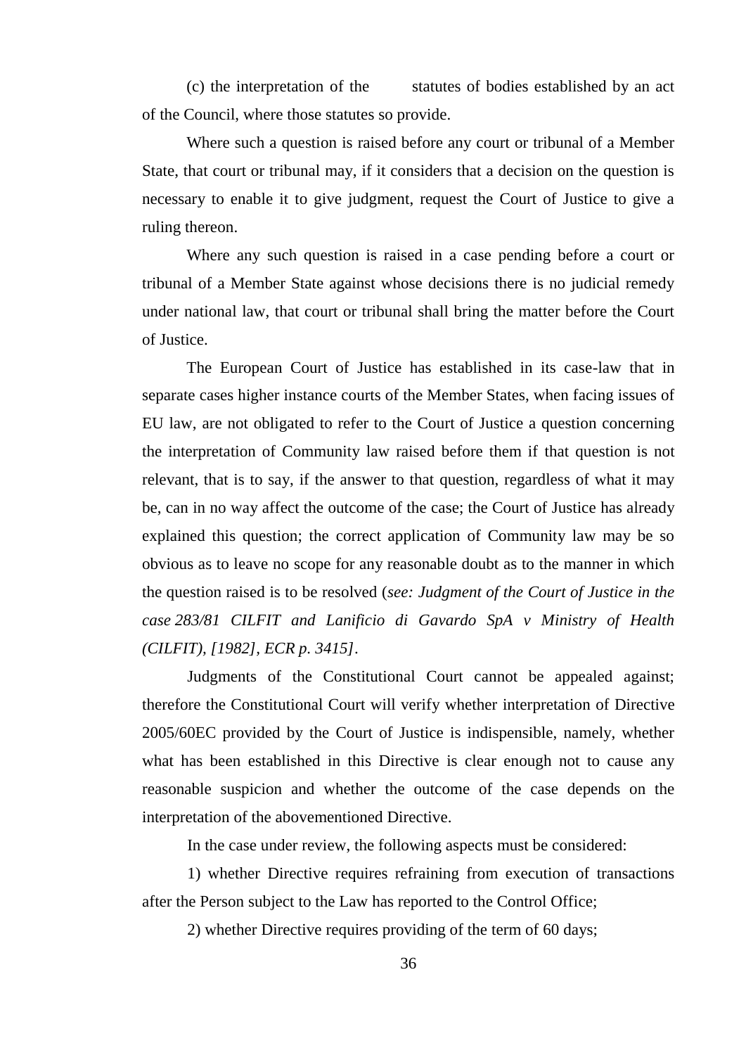(c) the interpretation of the statutes of bodies established by an act of the Council, where those statutes so provide.

Where such a question is raised before any court or tribunal of a Member State, that court or tribunal may, if it considers that a decision on the question is necessary to enable it to give judgment, request the Court of Justice to give a ruling thereon.

Where any such question is raised in a case pending before a court or tribunal of a Member State against whose decisions there is no judicial remedy under national law, that court or tribunal shall bring the matter before the Court of Justice.

The European Court of Justice has established in its case-law that in separate cases higher instance courts of the Member States, when facing issues of EU law, are not obligated to refer to the Court of Justice a question concerning the interpretation of Community law raised before them if that question is not relevant, that is to say, if the answer to that question, regardless of what it may be, can in no way affect the outcome of the case; the Court of Justice has already explained this question; the correct application of Community law may be so obvious as to leave no scope for any reasonable doubt as to the manner in which the question raised is to be resolved (*see: Judgment of the Court of Justice in the case 283/81 CILFIT and Lanificio di Gavardo SpA v Ministry of Health (CILFIT), [1982], ECR p. 3415]*.

Judgments of the Constitutional Court cannot be appealed against; therefore the Constitutional Court will verify whether interpretation of Directive 2005/60EC provided by the Court of Justice is indispensible, namely, whether what has been established in this Directive is clear enough not to cause any reasonable suspicion and whether the outcome of the case depends on the interpretation of the abovementioned Directive.

In the case under review, the following aspects must be considered:

1) whether Directive requires refraining from execution of transactions after the Person subject to the Law has reported to the Control Office;

2) whether Directive requires providing of the term of 60 days;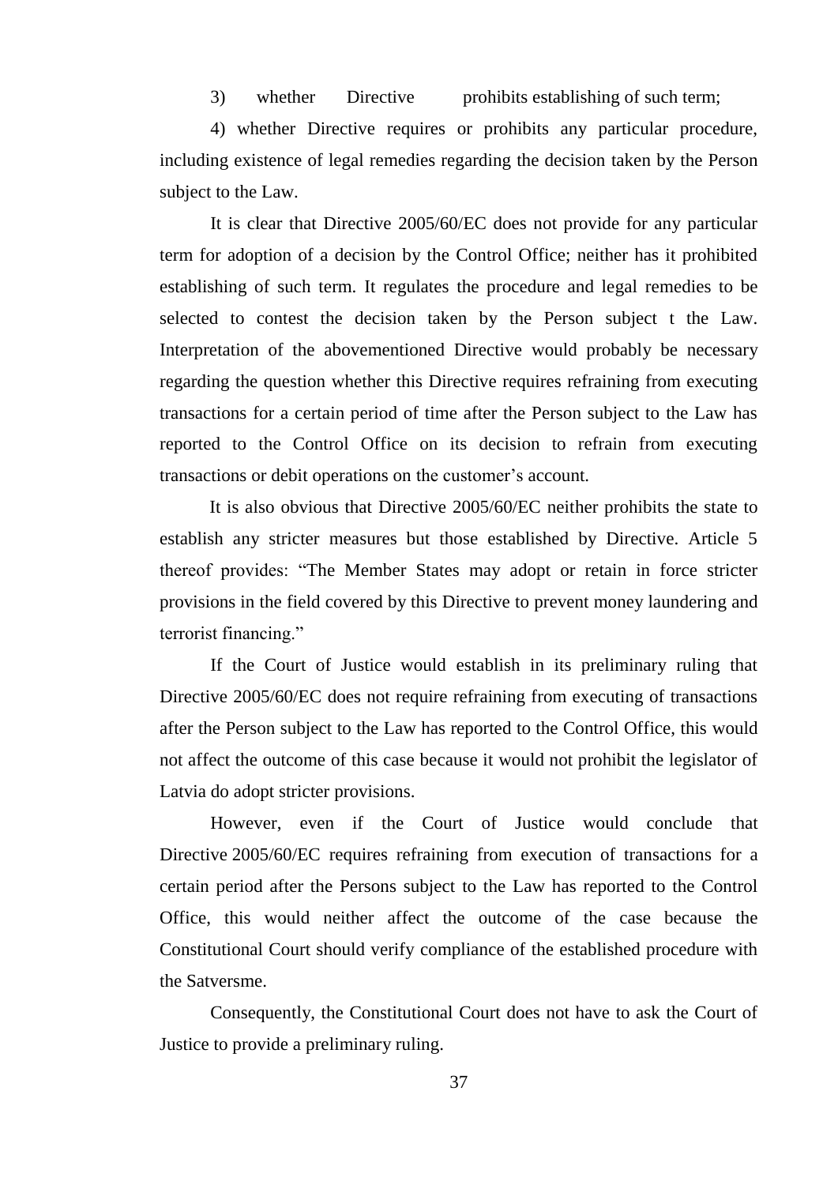3) whether Directive prohibits establishing of such term;

4) whether Directive requires or prohibits any particular procedure, including existence of legal remedies regarding the decision taken by the Person subject to the Law.

It is clear that Directive 2005/60/EC does not provide for any particular term for adoption of a decision by the Control Office; neither has it prohibited establishing of such term. It regulates the procedure and legal remedies to be selected to contest the decision taken by the Person subject t the Law. Interpretation of the abovementioned Directive would probably be necessary regarding the question whether this Directive requires refraining from executing transactions for a certain period of time after the Person subject to the Law has reported to the Control Office on its decision to refrain from executing transactions or debit operations on the customer's account.

It is also obvious that Directive 2005/60/EC neither prohibits the state to establish any stricter measures but those established by Directive. Article 5 thereof provides: "The Member States may adopt or retain in force stricter provisions in the field covered by this Directive to prevent money laundering and terrorist financing."

If the Court of Justice would establish in its preliminary ruling that Directive 2005/60/EC does not require refraining from executing of transactions after the Person subject to the Law has reported to the Control Office, this would not affect the outcome of this case because it would not prohibit the legislator of Latvia do adopt stricter provisions.

However, even if the Court of Justice would conclude that Directive 2005/60/EC requires refraining from execution of transactions for a certain period after the Persons subject to the Law has reported to the Control Office, this would neither affect the outcome of the case because the Constitutional Court should verify compliance of the established procedure with the Satversme.

Consequently, the Constitutional Court does not have to ask the Court of Justice to provide a preliminary ruling.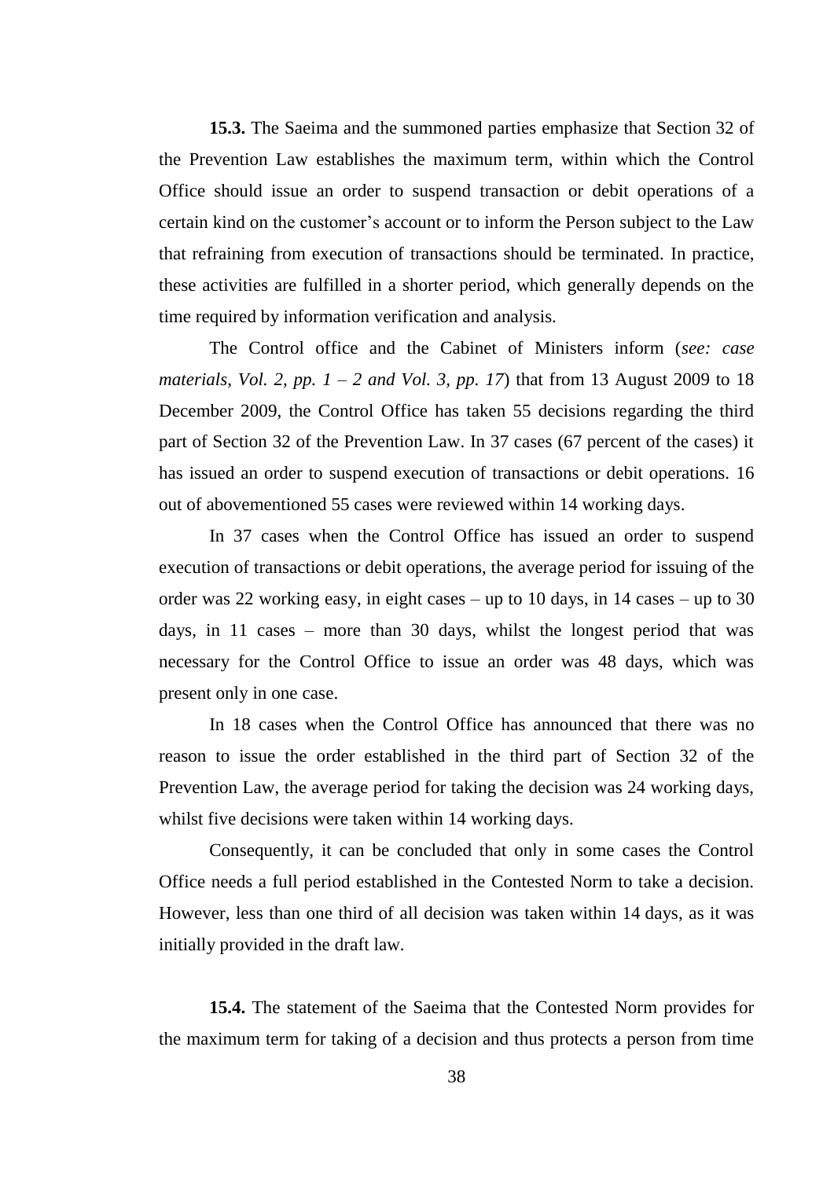**15.3.** The Saeima and the summoned parties emphasize that Section 32 of the Prevention Law establishes the maximum term, within which the Control Office should issue an order to suspend transaction or debit operations of a certain kind on the customer's account or to inform the Person subject to the Law that refraining from execution of transactions should be terminated. In practice, these activities are fulfilled in a shorter period, which generally depends on the time required by information verification and analysis.

The Control office and the Cabinet of Ministers inform (*see: case materials, Vol. 2, pp. 1 – 2 and Vol. 3, pp. 17*) that from 13 August 2009 to 18 December 2009, the Control Office has taken 55 decisions regarding the third part of Section 32 of the Prevention Law. In 37 cases (67 percent of the cases) it has issued an order to suspend execution of transactions or debit operations. 16 out of abovementioned 55 cases were reviewed within 14 working days.

In 37 cases when the Control Office has issued an order to suspend execution of transactions or debit operations, the average period for issuing of the order was 22 working easy, in eight cases – up to 10 days, in 14 cases – up to 30 days, in 11 cases – more than 30 days, whilst the longest period that was necessary for the Control Office to issue an order was 48 days, which was present only in one case.

In 18 cases when the Control Office has announced that there was no reason to issue the order established in the third part of Section 32 of the Prevention Law, the average period for taking the decision was 24 working days, whilst five decisions were taken within 14 working days.

Consequently, it can be concluded that only in some cases the Control Office needs a full period established in the Contested Norm to take a decision. However, less than one third of all decision was taken within 14 days, as it was initially provided in the draft law.

**15.4.** The statement of the Saeima that the Contested Norm provides for the maximum term for taking of a decision and thus protects a person from time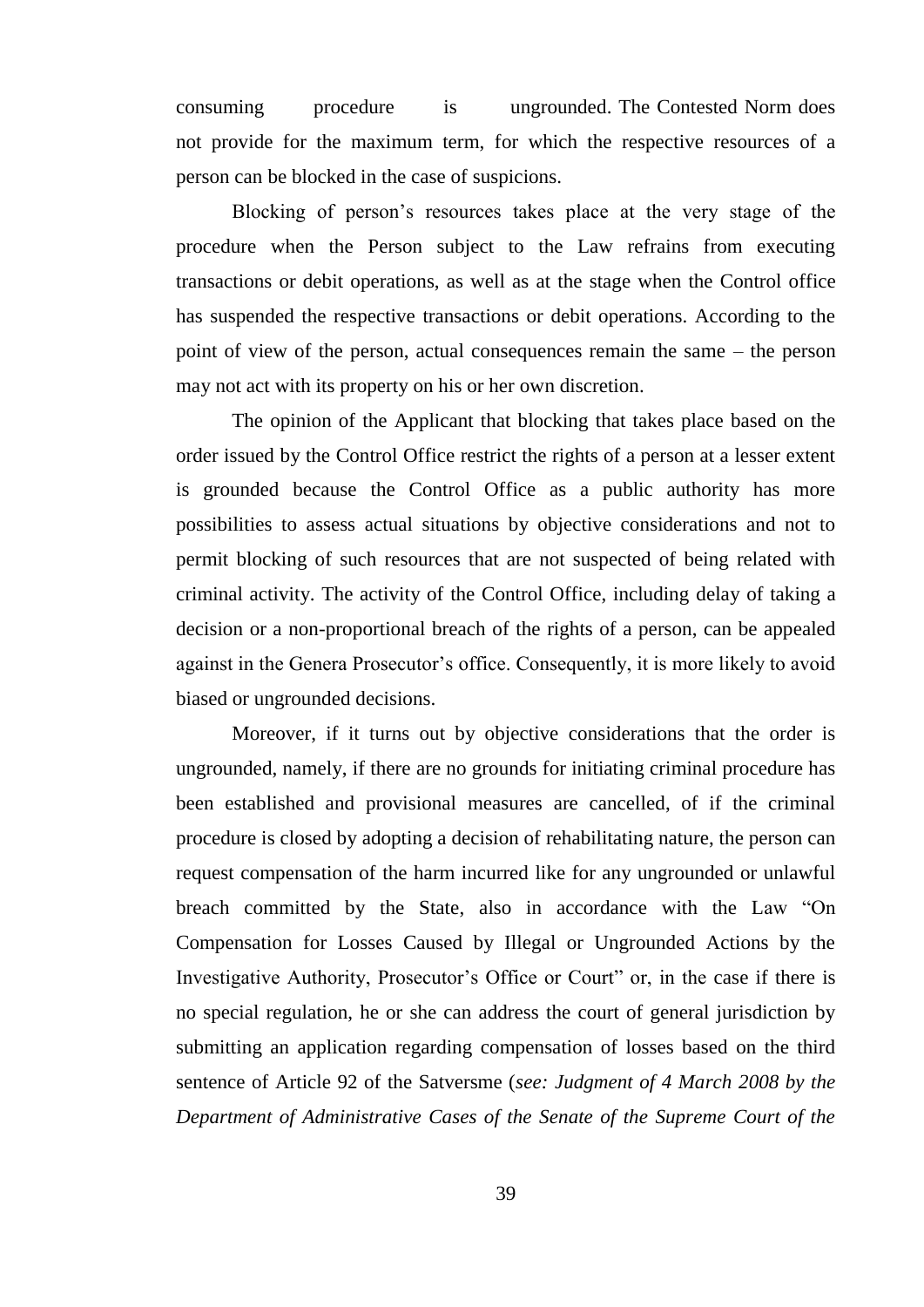consuming procedure is ungrounded. The Contested Norm does not provide for the maximum term, for which the respective resources of a person can be blocked in the case of suspicions.

Blocking of person's resources takes place at the very stage of the procedure when the Person subject to the Law refrains from executing transactions or debit operations, as well as at the stage when the Control office has suspended the respective transactions or debit operations. According to the point of view of the person, actual consequences remain the same – the person may not act with its property on his or her own discretion.

The opinion of the Applicant that blocking that takes place based on the order issued by the Control Office restrict the rights of a person at a lesser extent is grounded because the Control Office as a public authority has more possibilities to assess actual situations by objective considerations and not to permit blocking of such resources that are not suspected of being related with criminal activity. The activity of the Control Office, including delay of taking a decision or a non-proportional breach of the rights of a person, can be appealed against in the Genera Prosecutor's office. Consequently, it is more likely to avoid biased or ungrounded decisions.

Moreover, if it turns out by objective considerations that the order is ungrounded, namely, if there are no grounds for initiating criminal procedure has been established and provisional measures are cancelled, of if the criminal procedure is closed by adopting a decision of rehabilitating nature, the person can request compensation of the harm incurred like for any ungrounded or unlawful breach committed by the State, also in accordance with the Law "On Compensation for Losses Caused by Illegal or Ungrounded Actions by the Investigative Authority, Prosecutor's Office or Court" or, in the case if there is no special regulation, he or she can address the court of general jurisdiction by submitting an application regarding compensation of losses based on the third sentence of Article 92 of the Satversme (*see: Judgment of 4 March 2008 by the Department of Administrative Cases of the Senate of the Supreme Court of the*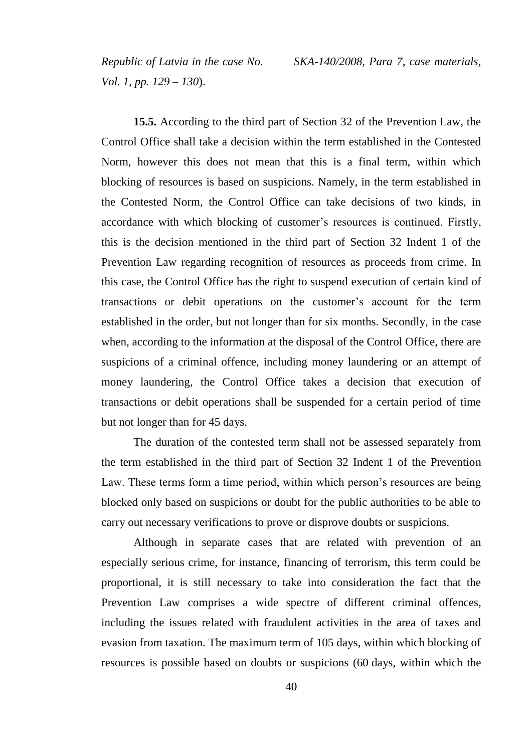*Republic of Latvia in the case No. SKA-140/2008, Para 7, case materials, Vol. 1, pp. 129 – 130*).

**15.5.** According to the third part of Section 32 of the Prevention Law, the Control Office shall take a decision within the term established in the Contested Norm, however this does not mean that this is a final term, within which blocking of resources is based on suspicions. Namely, in the term established in the Contested Norm, the Control Office can take decisions of two kinds, in accordance with which blocking of customer's resources is continued. Firstly, this is the decision mentioned in the third part of Section 32 Indent 1 of the Prevention Law regarding recognition of resources as proceeds from crime. In this case, the Control Office has the right to suspend execution of certain kind of transactions or debit operations on the customer's account for the term established in the order, but not longer than for six months. Secondly, in the case when, according to the information at the disposal of the Control Office, there are suspicions of a criminal offence, including money laundering or an attempt of money laundering, the Control Office takes a decision that execution of transactions or debit operations shall be suspended for a certain period of time but not longer than for 45 days.

The duration of the contested term shall not be assessed separately from the term established in the third part of Section 32 Indent 1 of the Prevention Law. These terms form a time period, within which person's resources are being blocked only based on suspicions or doubt for the public authorities to be able to carry out necessary verifications to prove or disprove doubts or suspicions.

Although in separate cases that are related with prevention of an especially serious crime, for instance, financing of terrorism, this term could be proportional, it is still necessary to take into consideration the fact that the Prevention Law comprises a wide spectre of different criminal offences, including the issues related with fraudulent activities in the area of taxes and evasion from taxation. The maximum term of 105 days, within which blocking of resources is possible based on doubts or suspicions (60 days, within which the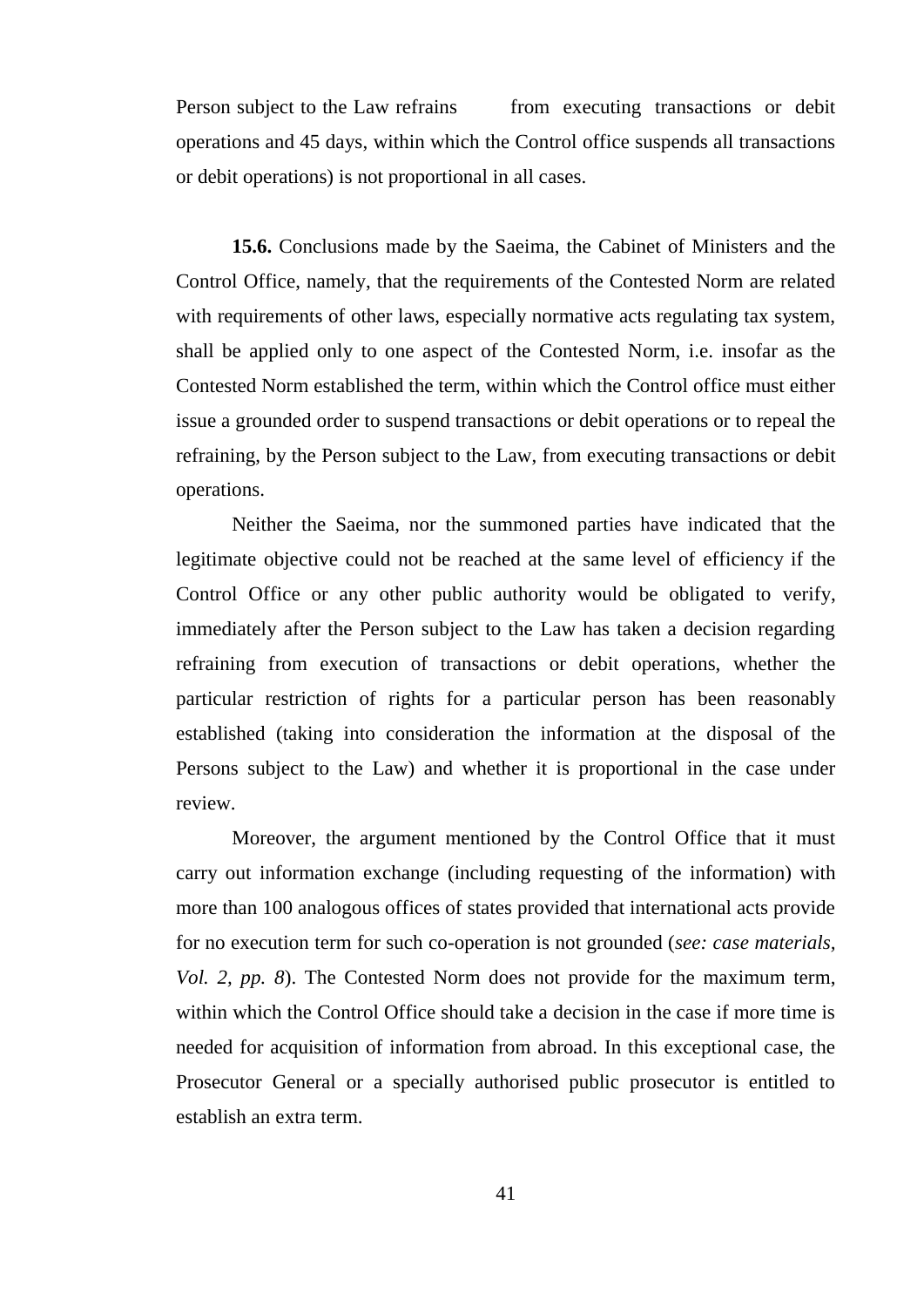Person subject to the Law refrains from executing transactions or debit operations and 45 days, within which the Control office suspends all transactions or debit operations) is not proportional in all cases.

**15.6.** Conclusions made by the Saeima, the Cabinet of Ministers and the Control Office, namely, that the requirements of the Contested Norm are related with requirements of other laws, especially normative acts regulating tax system, shall be applied only to one aspect of the Contested Norm, i.e. insofar as the Contested Norm established the term, within which the Control office must either issue a grounded order to suspend transactions or debit operations or to repeal the refraining, by the Person subject to the Law, from executing transactions or debit operations.

Neither the Saeima, nor the summoned parties have indicated that the legitimate objective could not be reached at the same level of efficiency if the Control Office or any other public authority would be obligated to verify, immediately after the Person subject to the Law has taken a decision regarding refraining from execution of transactions or debit operations, whether the particular restriction of rights for a particular person has been reasonably established (taking into consideration the information at the disposal of the Persons subject to the Law) and whether it is proportional in the case under review.

Moreover, the argument mentioned by the Control Office that it must carry out information exchange (including requesting of the information) with more than 100 analogous offices of states provided that international acts provide for no execution term for such co-operation is not grounded (*see: case materials, Vol. 2, pp. 8*). The Contested Norm does not provide for the maximum term, within which the Control Office should take a decision in the case if more time is needed for acquisition of information from abroad. In this exceptional case, the Prosecutor General or a specially authorised public prosecutor is entitled to establish an extra term.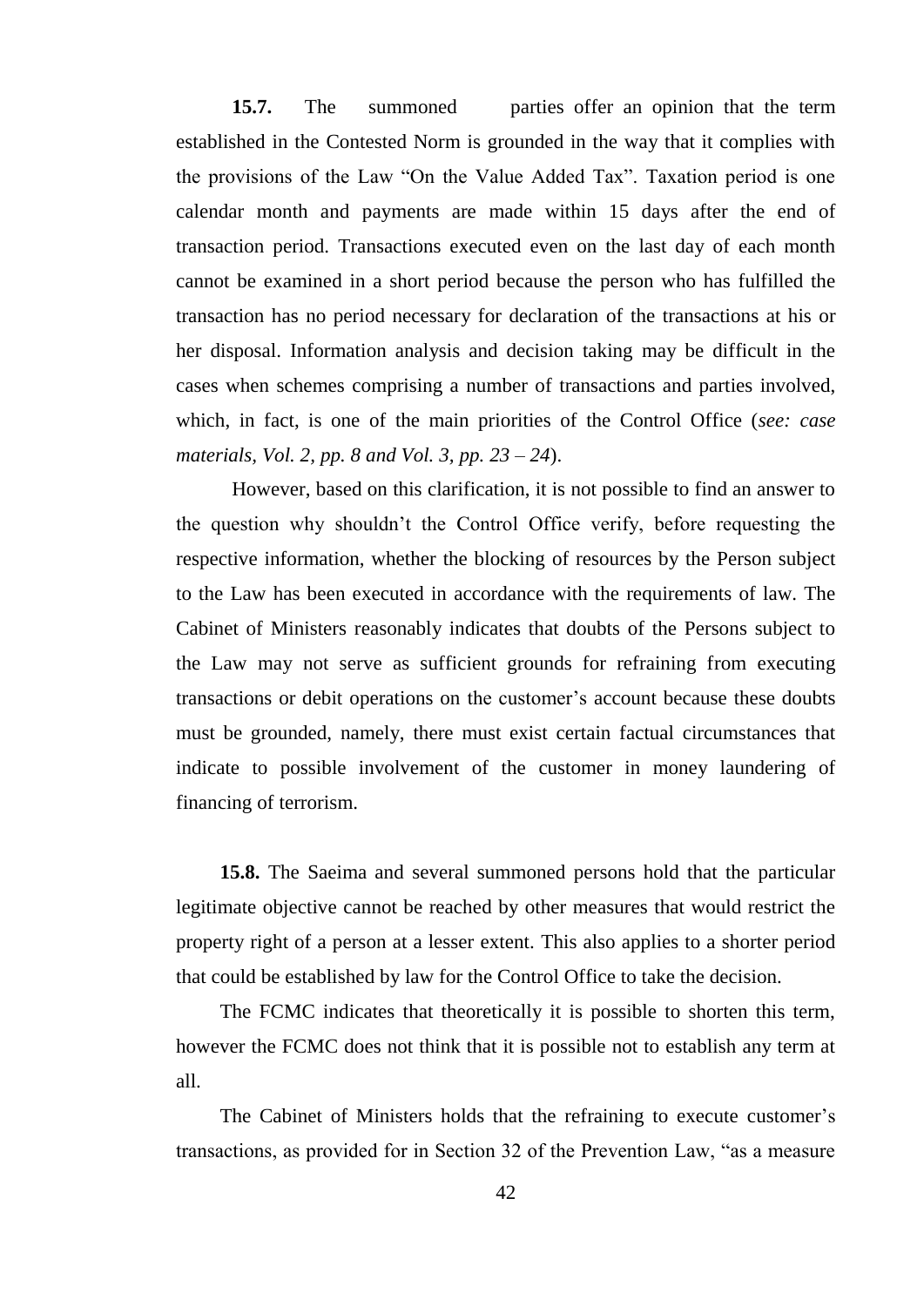**15.7.** The summoned parties offer an opinion that the term established in the Contested Norm is grounded in the way that it complies with the provisions of the Law "On the Value Added Tax". Taxation period is one calendar month and payments are made within 15 days after the end of transaction period. Transactions executed even on the last day of each month cannot be examined in a short period because the person who has fulfilled the transaction has no period necessary for declaration of the transactions at his or her disposal. Information analysis and decision taking may be difficult in the cases when schemes comprising a number of transactions and parties involved, which, in fact, is one of the main priorities of the Control Office (*see: case materials, Vol. 2, pp. 8 and Vol. 3, pp. 23 – 24*).

However, based on this clarification, it is not possible to find an answer to the question why shouldn't the Control Office verify, before requesting the respective information, whether the blocking of resources by the Person subject to the Law has been executed in accordance with the requirements of law. The Cabinet of Ministers reasonably indicates that doubts of the Persons subject to the Law may not serve as sufficient grounds for refraining from executing transactions or debit operations on the customer's account because these doubts must be grounded, namely, there must exist certain factual circumstances that indicate to possible involvement of the customer in money laundering of financing of terrorism.

**15.8.** The Saeima and several summoned persons hold that the particular legitimate objective cannot be reached by other measures that would restrict the property right of a person at a lesser extent. This also applies to a shorter period that could be established by law for the Control Office to take the decision.

The FCMC indicates that theoretically it is possible to shorten this term, however the FCMC does not think that it is possible not to establish any term at all.

The Cabinet of Ministers holds that the refraining to execute customer's transactions, as provided for in Section 32 of the Prevention Law, "as a measure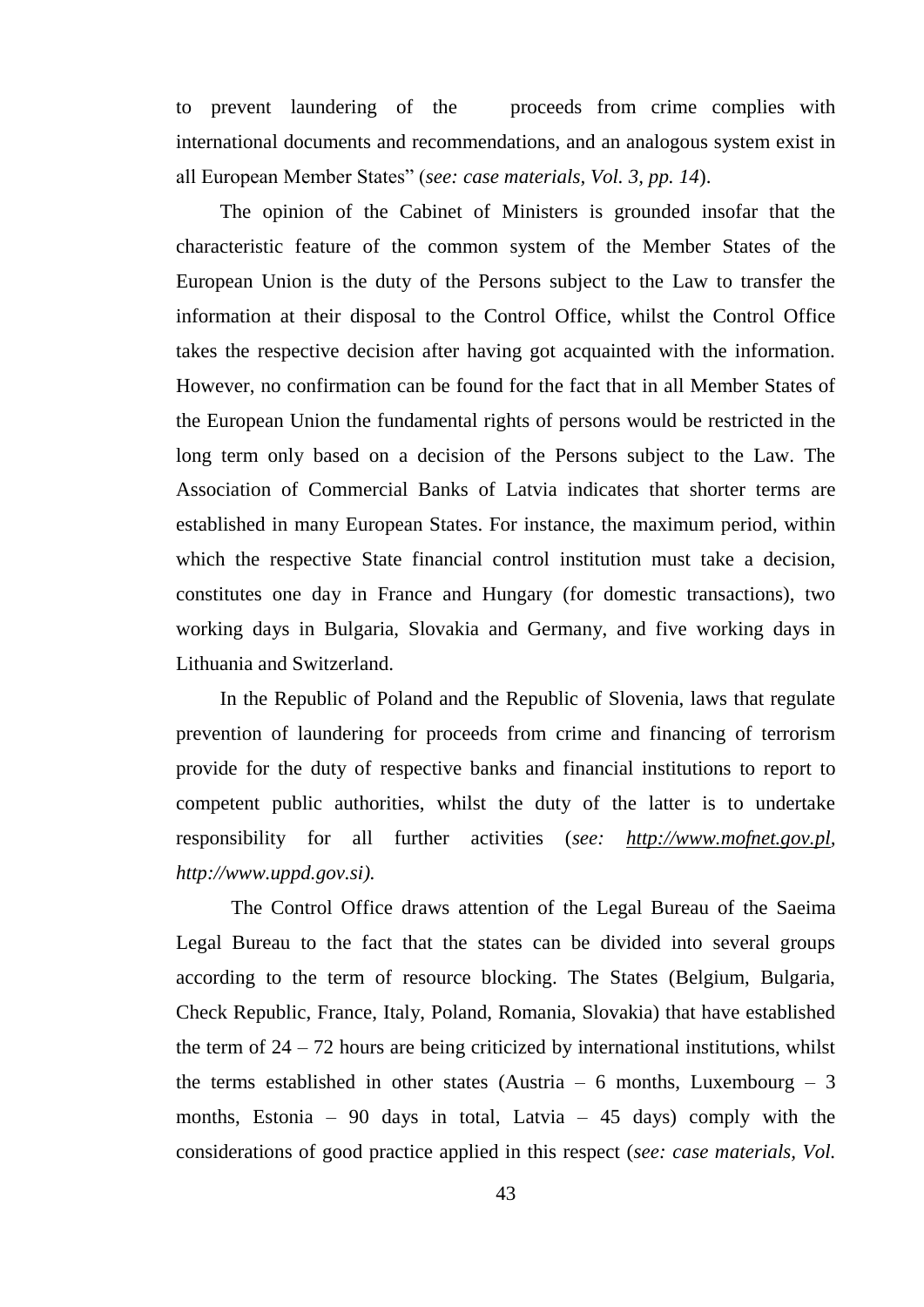to prevent laundering of the proceeds from crime complies with international documents and recommendations, and an analogous system exist in all European Member States" (*see: case materials, Vol. 3, pp. 14*).

The opinion of the Cabinet of Ministers is grounded insofar that the characteristic feature of the common system of the Member States of the European Union is the duty of the Persons subject to the Law to transfer the information at their disposal to the Control Office, whilst the Control Office takes the respective decision after having got acquainted with the information. However, no confirmation can be found for the fact that in all Member States of the European Union the fundamental rights of persons would be restricted in the long term only based on a decision of the Persons subject to the Law. The Association of Commercial Banks of Latvia indicates that shorter terms are established in many European States. For instance, the maximum period, within which the respective State financial control institution must take a decision, constitutes one day in France and Hungary (for domestic transactions), two working days in Bulgaria, Slovakia and Germany, and five working days in Lithuania and Switzerland.

In the Republic of Poland and the Republic of Slovenia, laws that regulate prevention of laundering for proceeds from crime and financing of terrorism provide for the duty of respective banks and financial institutions to report to competent public authorities, whilst the duty of the latter is to undertake responsibility for all further activities (*see: http://www.mofnet.gov.pl, http://www.uppd.gov.si).*

The Control Office draws attention of the Legal Bureau of the Saeima Legal Bureau to the fact that the states can be divided into several groups according to the term of resource blocking. The States (Belgium, Bulgaria, Check Republic, France, Italy, Poland, Romania, Slovakia) that have established the term of 24 – 72 hours are being criticized by international institutions, whilst the terms established in other states (Austria – 6 months, Luxembourg – 3 months, Estonia – 90 days in total, Latvia – 45 days) comply with the considerations of good practice applied in this respect (*see: case materials, Vol.*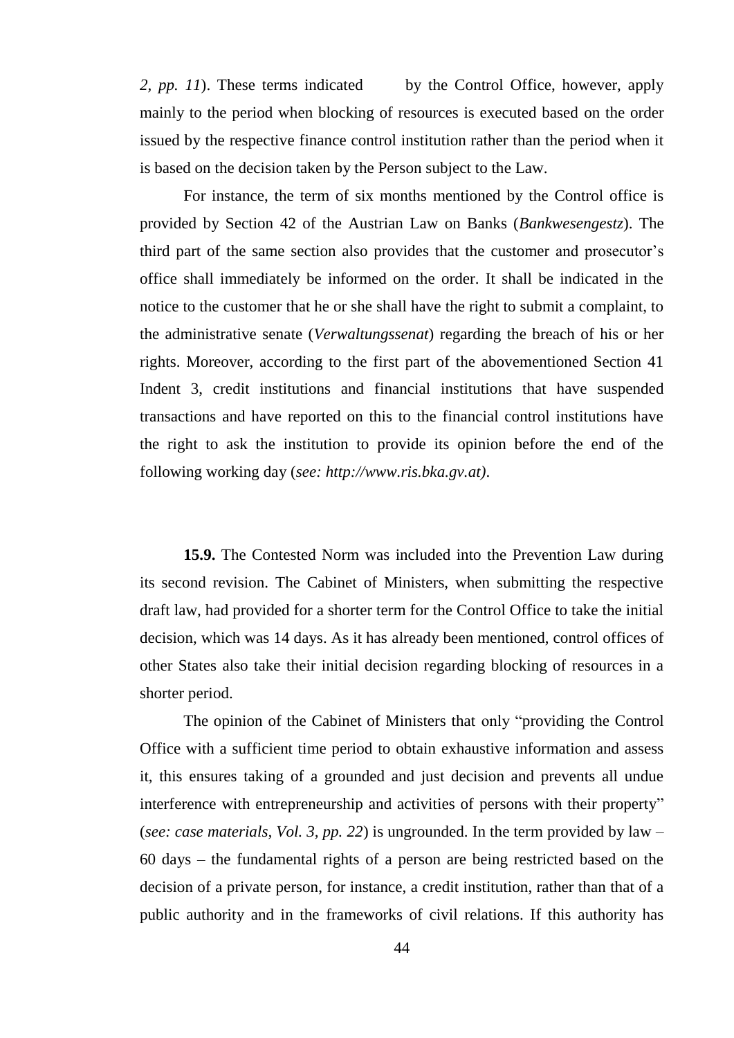*2, pp. 11*). These terms indicated by the Control Office, however, apply mainly to the period when blocking of resources is executed based on the order issued by the respective finance control institution rather than the period when it is based on the decision taken by the Person subject to the Law.

For instance, the term of six months mentioned by the Control office is provided by Section 42 of the Austrian Law on Banks (*Bankwesengestz*). The third part of the same section also provides that the customer and prosecutor's office shall immediately be informed on the order. It shall be indicated in the notice to the customer that he or she shall have the right to submit a complaint, to the administrative senate (*Verwaltungssenat*) regarding the breach of his or her rights. Moreover, according to the first part of the abovementioned Section 41 Indent 3, credit institutions and financial institutions that have suspended transactions and have reported on this to the financial control institutions have the right to ask the institution to provide its opinion before the end of the following working day (*see: http://www.ris.bka.gv.at)*.

**15.9.** The Contested Norm was included into the Prevention Law during its second revision. The Cabinet of Ministers, when submitting the respective draft law, had provided for a shorter term for the Control Office to take the initial decision, which was 14 days. As it has already been mentioned, control offices of other States also take their initial decision regarding blocking of resources in a shorter period.

The opinion of the Cabinet of Ministers that only "providing the Control Office with a sufficient time period to obtain exhaustive information and assess it, this ensures taking of a grounded and just decision and prevents all undue interference with entrepreneurship and activities of persons with their property" (*see: case materials, Vol. 3, pp. 22*) is ungrounded. In the term provided by law – 60 days – the fundamental rights of a person are being restricted based on the decision of a private person, for instance, a credit institution, rather than that of a public authority and in the frameworks of civil relations. If this authority has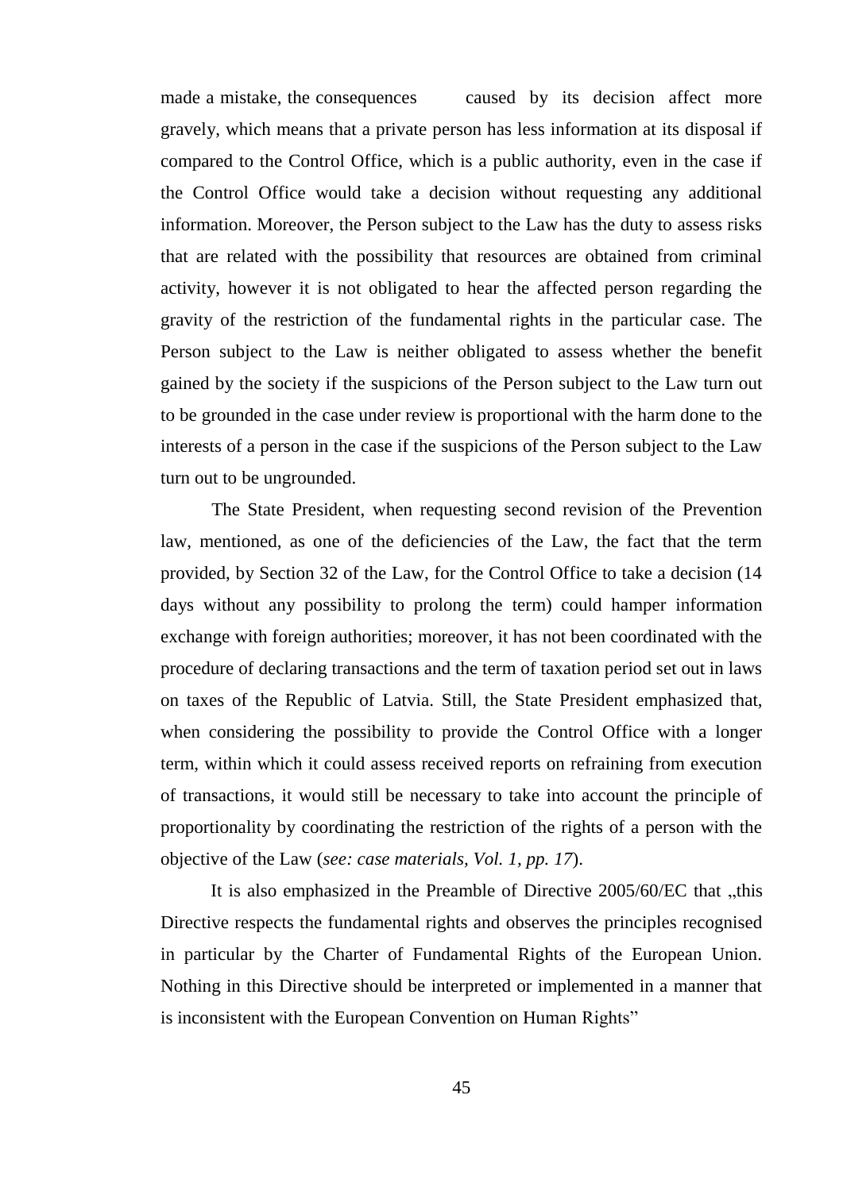made a mistake, the consequences caused by its decision affect more gravely, which means that a private person has less information at its disposal if compared to the Control Office, which is a public authority, even in the case if the Control Office would take a decision without requesting any additional information. Moreover, the Person subject to the Law has the duty to assess risks that are related with the possibility that resources are obtained from criminal activity, however it is not obligated to hear the affected person regarding the gravity of the restriction of the fundamental rights in the particular case. The Person subject to the Law is neither obligated to assess whether the benefit gained by the society if the suspicions of the Person subject to the Law turn out to be grounded in the case under review is proportional with the harm done to the interests of a person in the case if the suspicions of the Person subject to the Law turn out to be ungrounded.

The State President, when requesting second revision of the Prevention law, mentioned, as one of the deficiencies of the Law, the fact that the term provided, by Section 32 of the Law, for the Control Office to take a decision (14 days without any possibility to prolong the term) could hamper information exchange with foreign authorities; moreover, it has not been coordinated with the procedure of declaring transactions and the term of taxation period set out in laws on taxes of the Republic of Latvia. Still, the State President emphasized that, when considering the possibility to provide the Control Office with a longer term, within which it could assess received reports on refraining from execution of transactions, it would still be necessary to take into account the principle of proportionality by coordinating the restriction of the rights of a person with the objective of the Law (*see: case materials, Vol. 1, pp. 17*).

It is also emphasized in the Preamble of Directive 2005/60/EC that „this Directive respects the fundamental rights and observes the principles recognised in particular by the Charter of Fundamental Rights of the European Union. Nothing in this Directive should be interpreted or implemented in a manner that is inconsistent with the European Convention on Human Rights"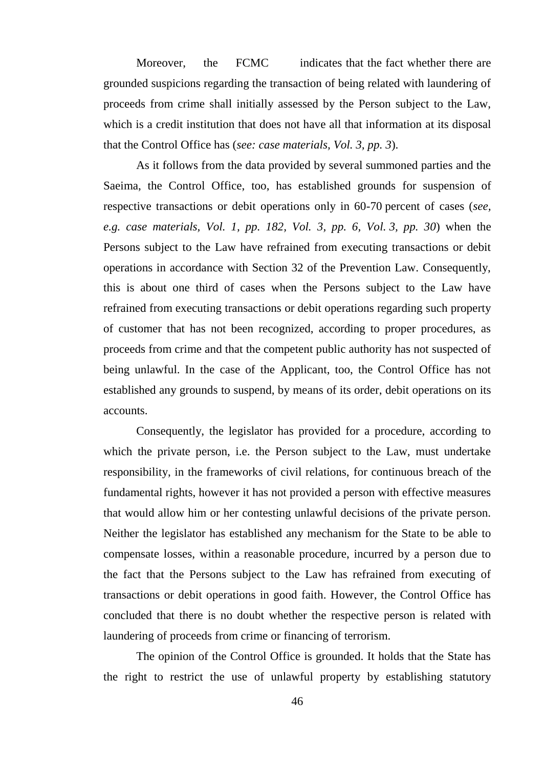Moreover, the FCMC indicates that the fact whether there are grounded suspicions regarding the transaction of being related with laundering of proceeds from crime shall initially assessed by the Person subject to the Law, which is a credit institution that does not have all that information at its disposal that the Control Office has (*see: case materials, Vol. 3, pp. 3*).

As it follows from the data provided by several summoned parties and the Saeima, the Control Office, too, has established grounds for suspension of respective transactions or debit operations only in 60-70 percent of cases (*see, e.g. case materials, Vol. 1, pp. 182, Vol. 3, pp. 6, Vol. 3, pp. 30*) when the Persons subject to the Law have refrained from executing transactions or debit operations in accordance with Section 32 of the Prevention Law. Consequently, this is about one third of cases when the Persons subject to the Law have refrained from executing transactions or debit operations regarding such property of customer that has not been recognized, according to proper procedures, as proceeds from crime and that the competent public authority has not suspected of being unlawful. In the case of the Applicant, too, the Control Office has not established any grounds to suspend, by means of its order, debit operations on its accounts.

Consequently, the legislator has provided for a procedure, according to which the private person, i.e. the Person subject to the Law, must undertake responsibility, in the frameworks of civil relations, for continuous breach of the fundamental rights, however it has not provided a person with effective measures that would allow him or her contesting unlawful decisions of the private person. Neither the legislator has established any mechanism for the State to be able to compensate losses, within a reasonable procedure, incurred by a person due to the fact that the Persons subject to the Law has refrained from executing of transactions or debit operations in good faith. However, the Control Office has concluded that there is no doubt whether the respective person is related with laundering of proceeds from crime or financing of terrorism.

The opinion of the Control Office is grounded. It holds that the State has the right to restrict the use of unlawful property by establishing statutory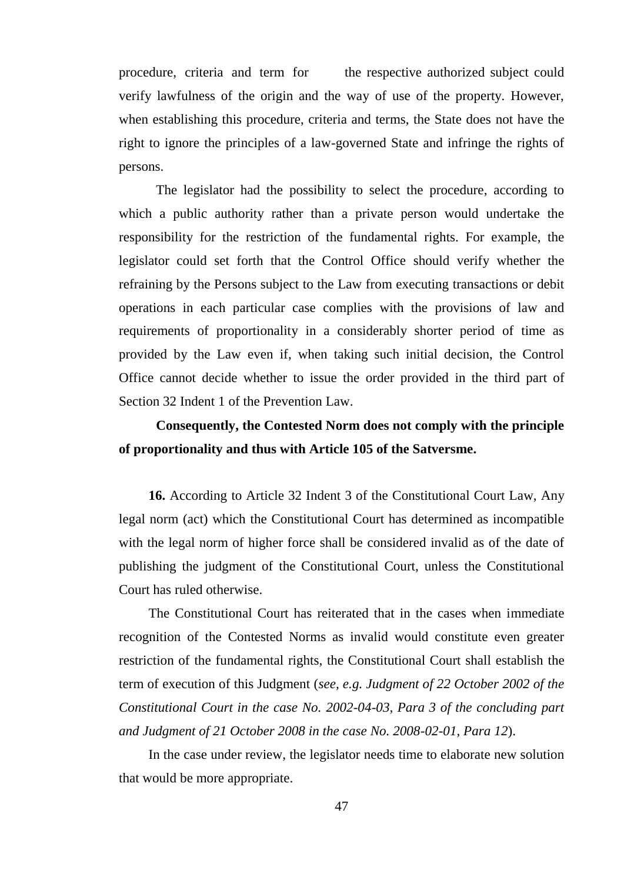procedure, criteria and term for the respective authorized subject could verify lawfulness of the origin and the way of use of the property. However, when establishing this procedure, criteria and terms, the State does not have the right to ignore the principles of a law-governed State and infringe the rights of persons.

The legislator had the possibility to select the procedure, according to which a public authority rather than a private person would undertake the responsibility for the restriction of the fundamental rights. For example, the legislator could set forth that the Control Office should verify whether the refraining by the Persons subject to the Law from executing transactions or debit operations in each particular case complies with the provisions of law and requirements of proportionality in a considerably shorter period of time as provided by the Law even if, when taking such initial decision, the Control Office cannot decide whether to issue the order provided in the third part of Section 32 Indent 1 of the Prevention Law.

**Consequently, the Contested Norm does not comply with the principle of proportionality and thus with Article 105 of the Satversme.**

**16.** According to Article 32 Indent 3 of the Constitutional Court Law, Any legal norm (act) which the Constitutional Court has determined as incompatible with the legal norm of higher force shall be considered invalid as of the date of publishing the judgment of the Constitutional Court, unless the Constitutional Court has ruled otherwise.

The Constitutional Court has reiterated that in the cases when immediate recognition of the Contested Norms as invalid would constitute even greater restriction of the fundamental rights, the Constitutional Court shall establish the term of execution of this Judgment (*see, e.g. Judgment of 22 October 2002 of the Constitutional Court in the case No. 2002-04-03, Para 3 of the concluding part and Judgment of 21 October 2008 in the case No. 2008-02-01, Para 12*).

In the case under review, the legislator needs time to elaborate new solution that would be more appropriate.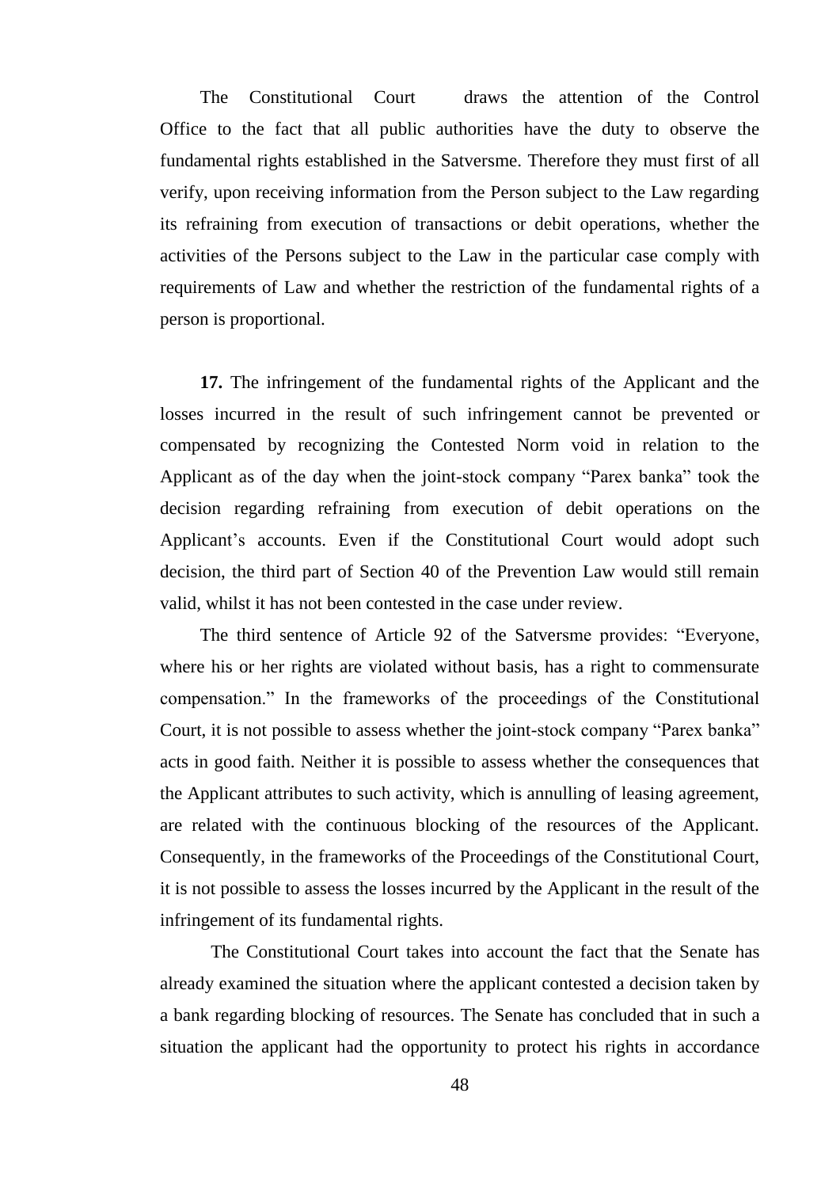The Constitutional Court draws the attention of the Control Office to the fact that all public authorities have the duty to observe the fundamental rights established in the Satversme. Therefore they must first of all verify, upon receiving information from the Person subject to the Law regarding its refraining from execution of transactions or debit operations, whether the activities of the Persons subject to the Law in the particular case comply with requirements of Law and whether the restriction of the fundamental rights of a person is proportional.

**17.** The infringement of the fundamental rights of the Applicant and the losses incurred in the result of such infringement cannot be prevented or compensated by recognizing the Contested Norm void in relation to the Applicant as of the day when the joint-stock company "Parex banka" took the decision regarding refraining from execution of debit operations on the Applicant's accounts. Even if the Constitutional Court would adopt such decision, the third part of Section 40 of the Prevention Law would still remain valid, whilst it has not been contested in the case under review.

The third sentence of Article 92 of the Satversme provides: "Everyone, where his or her rights are violated without basis, has a right to commensurate compensation." In the frameworks of the proceedings of the Constitutional Court, it is not possible to assess whether the joint-stock company "Parex banka" acts in good faith. Neither it is possible to assess whether the consequences that the Applicant attributes to such activity, which is annulling of leasing agreement, are related with the continuous blocking of the resources of the Applicant. Consequently, in the frameworks of the Proceedings of the Constitutional Court, it is not possible to assess the losses incurred by the Applicant in the result of the infringement of its fundamental rights.

The Constitutional Court takes into account the fact that the Senate has already examined the situation where the applicant contested a decision taken by a bank regarding blocking of resources. The Senate has concluded that in such a situation the applicant had the opportunity to protect his rights in accordance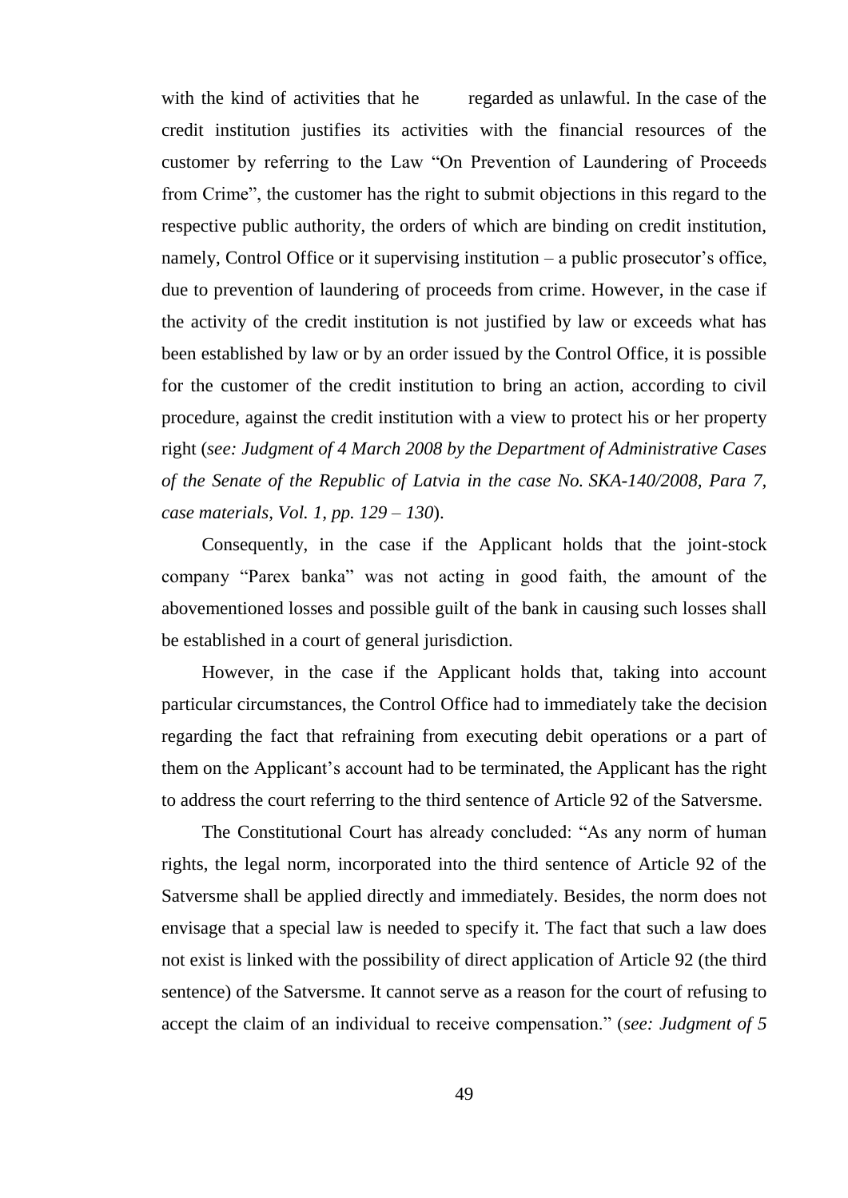with the kind of activities that he regarded as unlawful. In the case of the credit institution justifies its activities with the financial resources of the customer by referring to the Law "On Prevention of Laundering of Proceeds from Crime", the customer has the right to submit objections in this regard to the respective public authority, the orders of which are binding on credit institution, namely, Control Office or it supervising institution – a public prosecutor's office, due to prevention of laundering of proceeds from crime. However, in the case if the activity of the credit institution is not justified by law or exceeds what has been established by law or by an order issued by the Control Office, it is possible for the customer of the credit institution to bring an action, according to civil procedure, against the credit institution with a view to protect his or her property right (*see: Judgment of 4 March 2008 by the Department of Administrative Cases of the Senate of the Republic of Latvia in the case No. SKA-140/2008, Para 7, case materials, Vol. 1, pp. 129 – 130*).

Consequently, in the case if the Applicant holds that the joint-stock company "Parex banka" was not acting in good faith, the amount of the abovementioned losses and possible guilt of the bank in causing such losses shall be established in a court of general jurisdiction.

However, in the case if the Applicant holds that, taking into account particular circumstances, the Control Office had to immediately take the decision regarding the fact that refraining from executing debit operations or a part of them on the Applicant's account had to be terminated, the Applicant has the right to address the court referring to the third sentence of Article 92 of the Satversme.

The Constitutional Court has already concluded: "As any norm of human rights, the legal norm, incorporated into the third sentence of Article 92 of the Satversme shall be applied directly and immediately. Besides, the norm does not envisage that a special law is needed to specify it. The fact that such a law does not exist is linked with the possibility of direct application of Article 92 (the third sentence) of the Satversme. It cannot serve as a reason for the court of refusing to accept the claim of an individual to receive compensation." (*see: Judgment of 5*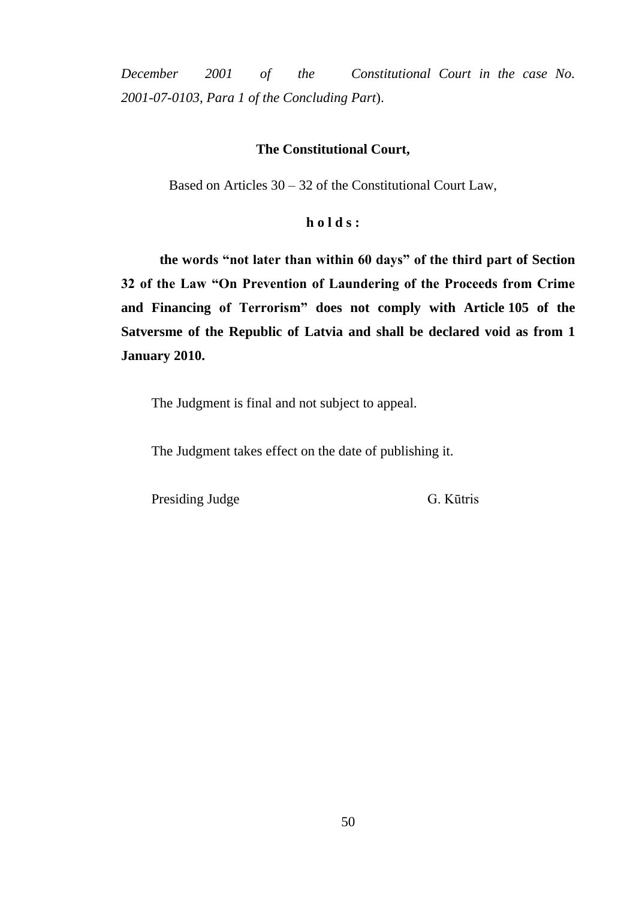*December 2001 of the Constitutional Court in the case No. 2001-07-0103, Para 1 of the Concluding Part*).

**The Constitutional Court,**

Based on Articles 30 – 32 of the Constitutional Court Law,

**h o l d s :**

**the words "not later than within 60 days" of the third part of Section 32 of the Law "On Prevention of Laundering of the Proceeds from Crime and Financing of Terrorism" does not comply with Article 105 of the Satversme of the Republic of Latvia and shall be declared void as from 1 January 2010.**

The Judgment is final and not subject to appeal.

The Judgment takes effect on the date of publishing it.

Presiding Judge G. Kūtris